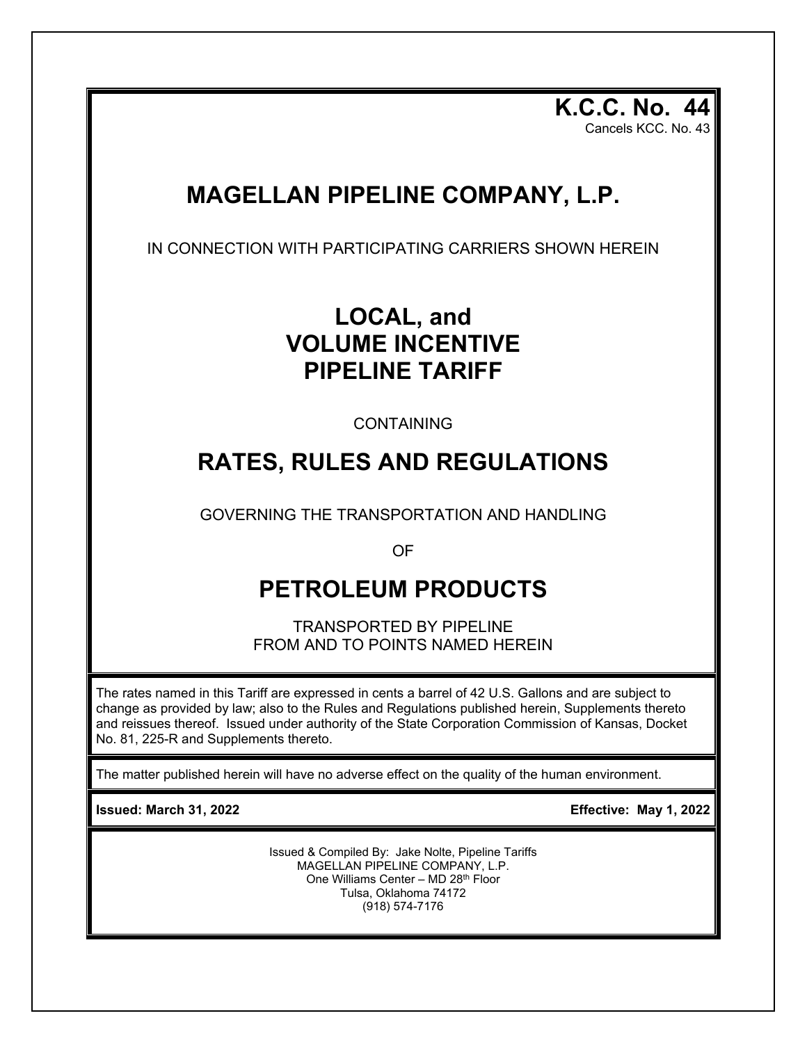**K.C.C. No. 44**
Cancels KCC. No. 43

# MAGELLAN PIPELINE COMPANY, L.P.

IN CONNECTION WITH PARTICIPATING CARRIERS SHOWN HEREIN

# LOCAL, and VOLUME INCENTIVE PIPELINE TARIFF

CONTAINING

# RATES, RULES AND REGULATIONS

GOVERNING THE TRANSPORTATION AND HANDLING

OF

# PETROLEUM PRODUCTS

TRANSPORTED BY PIPELINE
FROM AND TO POINTS NAMED HEREIN

The rates named in this Tariff are expressed in cents a barrel of 42 U.S. Gallons and are subject to change as provided by law; also to the Rules and Regulations published herein, Supplements thereto and reissues thereof. Issued under authority of the State Corporation Commission of Kansas, Docket No. 81, 225-R and Supplements thereto.

The matter published herein will have no adverse effect on the quality of the human environment.

**Issued: March 31, 2022** **Effective: May 1, 2022**

Issued & Compiled By: Jake Nolte, Pipeline Tariffs
MAGELLAN PIPELINE COMPANY, L.P.
One Williams Center – MD 28th Floor
Tulsa, Oklahoma 74172
(918) 574-7176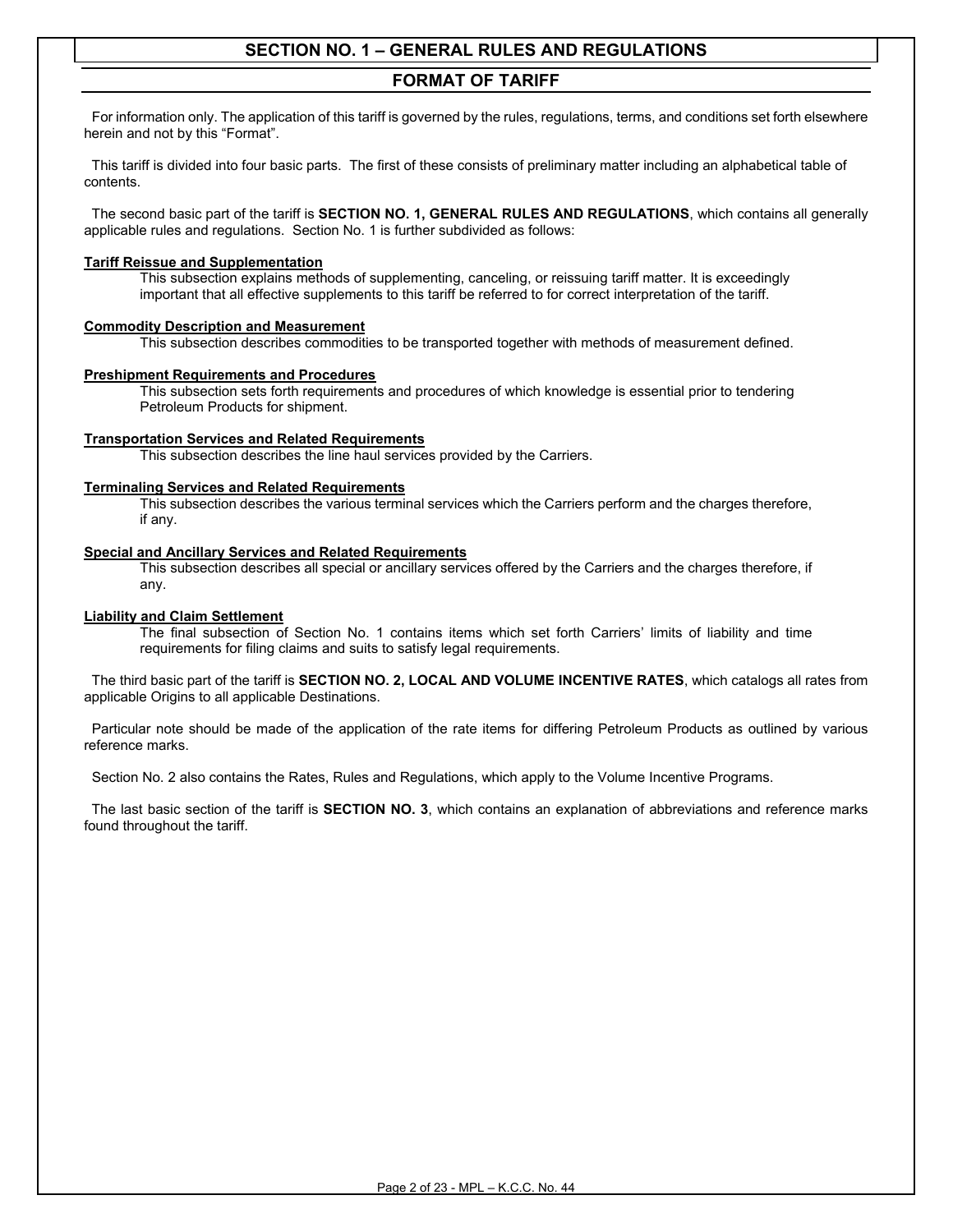# SECTION NO. 1 – GENERAL RULES AND REGULATIONS

## FORMAT OF TARIFF

For information only. The application of this tariff is governed by the rules, regulations, terms, and conditions set forth elsewhere herein and not by this "Format".

This tariff is divided into four basic parts. The first of these consists of preliminary matter including an alphabetical table of contents.

The second basic part of the tariff is **SECTION NO. 1, GENERAL RULES AND REGULATIONS**, which contains all generally applicable rules and regulations. Section No. 1 is further subdivided as follows:

**Tariff Reissue and Supplementation**
This subsection explains methods of supplementing, canceling, or reissuing tariff matter. It is exceedingly important that all effective supplements to this tariff be referred to for correct interpretation of the tariff.

**Commodity Description and Measurement**
This subsection describes commodities to be transported together with methods of measurement defined.

**Preshipment Requirements and Procedures**
This subsection sets forth requirements and procedures of which knowledge is essential prior to tendering Petroleum Products for shipment.

**Transportation Services and Related Requirements**
This subsection describes the line haul services provided by the Carriers.

**Terminaling Services and Related Requirements**
This subsection describes the various terminal services which the Carriers perform and the charges therefore, if any.

**Special and Ancillary Services and Related Requirements**
This subsection describes all special or ancillary services offered by the Carriers and the charges therefore, if any.

**Liability and Claim Settlement**
The final subsection of Section No. 1 contains items which set forth Carriers' limits of liability and time requirements for filing claims and suits to satisfy legal requirements.

The third basic part of the tariff is **SECTION NO. 2, LOCAL AND VOLUME INCENTIVE RATES**, which catalogs all rates from applicable Origins to all applicable Destinations.

Particular note should be made of the application of the rate items for differing Petroleum Products as outlined by various reference marks.

Section No. 2 also contains the Rates, Rules and Regulations, which apply to the Volume Incentive Programs.

The last basic section of the tariff is **SECTION NO. 3**, which contains an explanation of abbreviations and reference marks found throughout the tariff.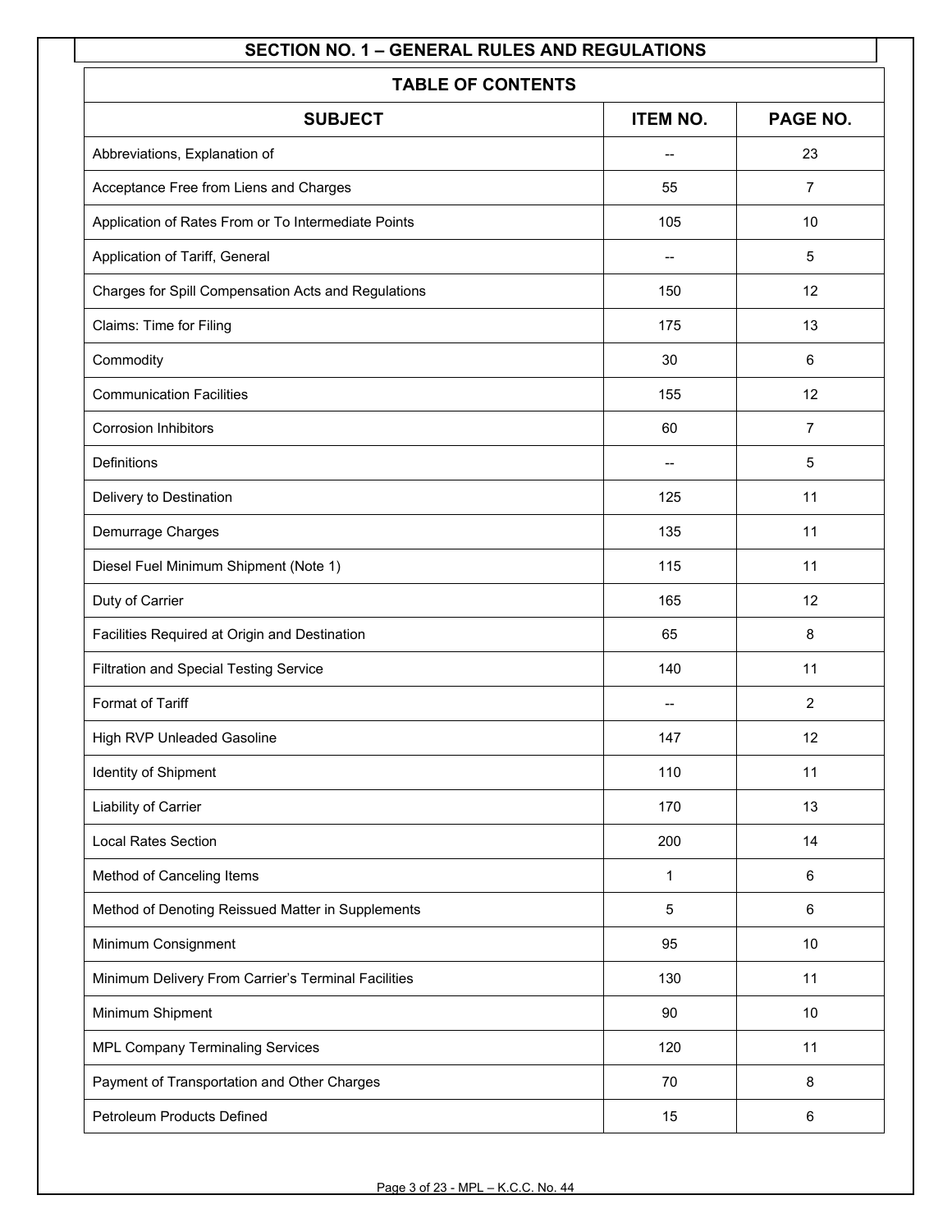## SECTION NO. 1 – GENERAL RULES AND REGULATIONS

### TABLE OF CONTENTS

| SUBJECT | ITEM NO. | PAGE NO. |
|---|---|---|
| Abbreviations, Explanation of | -- | 23 |
| Acceptance Free from Liens and Charges | 55 | 7 |
| Application of Rates From or To Intermediate Points | 105 | 10 |
| Application of Tariff, General | -- | 5 |
| Charges for Spill Compensation Acts and Regulations | 150 | 12 |
| Claims: Time for Filing | 175 | 13 |
| Commodity | 30 | 6 |
| Communication Facilities | 155 | 12 |
| Corrosion Inhibitors | 60 | 7 |
| Definitions | -- | 5 |
| Delivery to Destination | 125 | 11 |
| Demurrage Charges | 135 | 11 |
| Diesel Fuel Minimum Shipment (Note 1) | 115 | 11 |
| Duty of Carrier | 165 | 12 |
| Facilities Required at Origin and Destination | 65 | 8 |
| Filtration and Special Testing Service | 140 | 11 |
| Format of Tariff | -- | 2 |
| High RVP Unleaded Gasoline | 147 | 12 |
| Identity of Shipment | 110 | 11 |
| Liability of Carrier | 170 | 13 |
| Local Rates Section | 200 | 14 |
| Method of Canceling Items | 1 | 6 |
| Method of Denoting Reissued Matter in Supplements | 5 | 6 |
| Minimum Consignment | 95 | 10 |
| Minimum Delivery From Carrier's Terminal Facilities | 130 | 11 |
| Minimum Shipment | 90 | 10 |
| MPL Company Terminaling Services | 120 | 11 |
| Payment of Transportation and Other Charges | 70 | 8 |
| Petroleum Products Defined | 15 | 6 |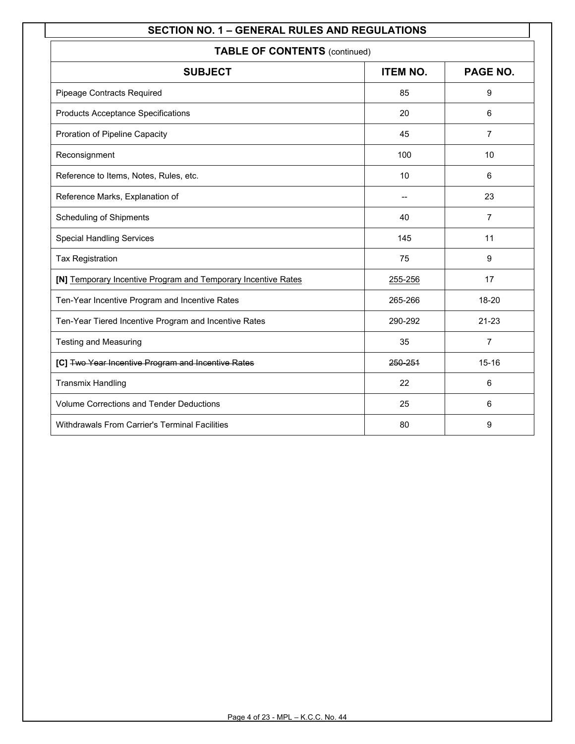## SECTION NO. 1 – GENERAL RULES AND REGULATIONS

| TABLE OF CONTENTS (continued) | | |
|---|---|---|
| **SUBJECT** | **ITEM NO.** | **PAGE NO.** |
| Pipeage Contracts Required | 85 | 9 |
| Products Acceptance Specifications | 20 | 6 |
| Proration of Pipeline Capacity | 45 | 7 |
| Reconsignment | 100 | 10 |
| Reference to Items, Notes, Rules, etc. | 10 | 6 |
| Reference Marks, Explanation of | -- | 23 |
| Scheduling of Shipments | 40 | 7 |
| Special Handling Services | 145 | 11 |
| Tax Registration | 75 | 9 |
| **[N]** Temporary Incentive Program and Temporary Incentive Rates | 255-256 | 17 |
| Ten-Year Incentive Program and Incentive Rates | 265-266 | 18-20 |
| Ten-Year Tiered Incentive Program and Incentive Rates | 290-292 | 21-23 |
| Testing and Measuring | 35 | 7 |
| **[C]** ~~Two Year Incentive Program and Incentive Rates~~ | ~~250-251~~ | 15-16 |
| Transmix Handling | 22 | 6 |
| Volume Corrections and Tender Deductions | 25 | 6 |
| Withdrawals From Carrier's Terminal Facilities | 80 | 9 |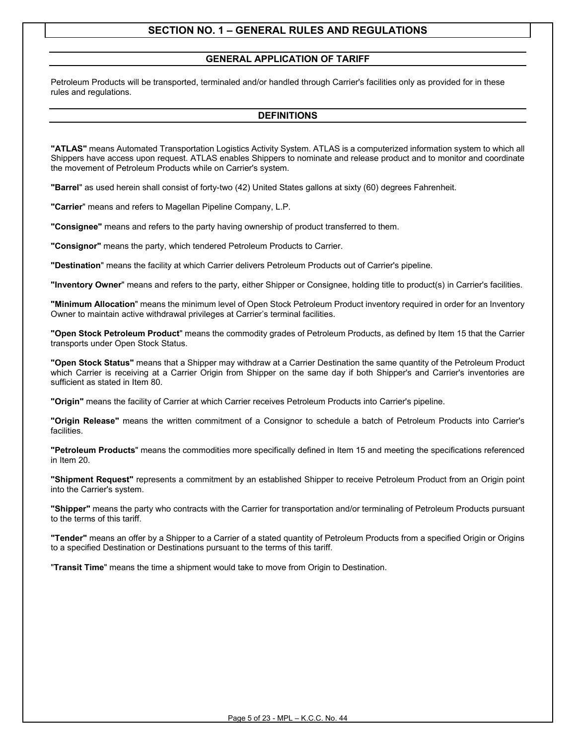# SECTION NO. 1 – GENERAL RULES AND REGULATIONS

## GENERAL APPLICATION OF TARIFF

Petroleum Products will be transported, terminaled and/or handled through Carrier's facilities only as provided for in these rules and regulations.

## DEFINITIONS

**"ATLAS"** means Automated Transportation Logistics Activity System. ATLAS is a computerized information system to which all Shippers have access upon request. ATLAS enables Shippers to nominate and release product and to monitor and coordinate the movement of Petroleum Products while on Carrier's system.

**"Barrel"** as used herein shall consist of forty-two (42) United States gallons at sixty (60) degrees Fahrenheit.

**"Carrier"** means and refers to Magellan Pipeline Company, L.P.

**"Consignee"** means and refers to the party having ownership of product transferred to them.

**"Consignor"** means the party, which tendered Petroleum Products to Carrier.

**"Destination"** means the facility at which Carrier delivers Petroleum Products out of Carrier's pipeline.

**"Inventory Owner"** means and refers to the party, either Shipper or Consignee, holding title to product(s) in Carrier's facilities.

**"Minimum Allocation"** means the minimum level of Open Stock Petroleum Product inventory required in order for an Inventory Owner to maintain active withdrawal privileges at Carrier's terminal facilities.

**"Open Stock Petroleum Product"** means the commodity grades of Petroleum Products, as defined by Item 15 that the Carrier transports under Open Stock Status.

**"Open Stock Status"** means that a Shipper may withdraw at a Carrier Destination the same quantity of the Petroleum Product which Carrier is receiving at a Carrier Origin from Shipper on the same day if both Shipper's and Carrier's inventories are sufficient as stated in Item 80.

**"Origin"** means the facility of Carrier at which Carrier receives Petroleum Products into Carrier's pipeline.

**"Origin Release"** means the written commitment of a Consignor to schedule a batch of Petroleum Products into Carrier's facilities.

**"Petroleum Products"** means the commodities more specifically defined in Item 15 and meeting the specifications referenced in Item 20.

**"Shipment Request"** represents a commitment by an established Shipper to receive Petroleum Product from an Origin point into the Carrier's system.

**"Shipper"** means the party who contracts with the Carrier for transportation and/or terminaling of Petroleum Products pursuant to the terms of this tariff.

**"Tender"** means an offer by a Shipper to a Carrier of a stated quantity of Petroleum Products from a specified Origin or Origins to a specified Destination or Destinations pursuant to the terms of this tariff.

"**Transit Time**" means the time a shipment would take to move from Origin to Destination.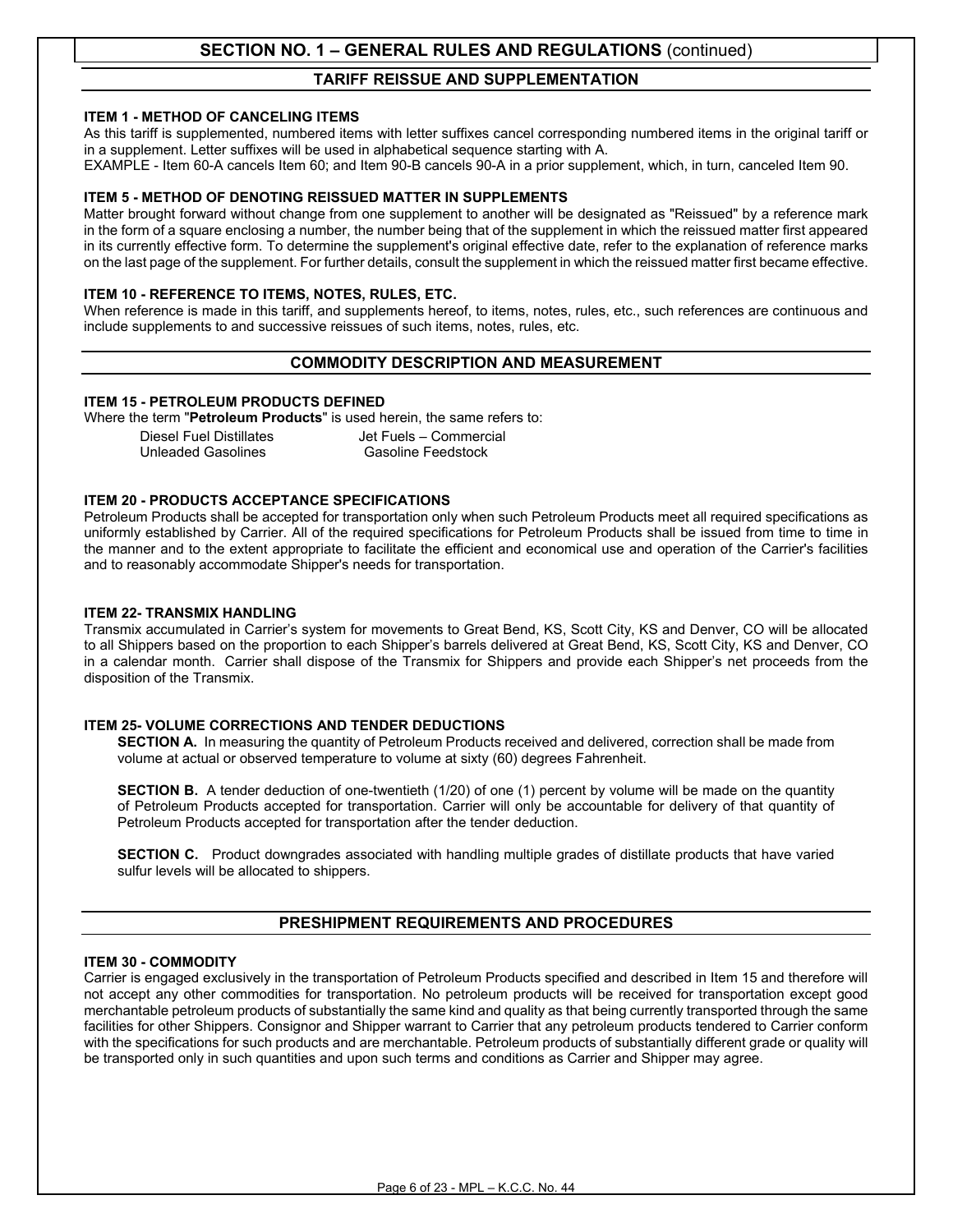## SECTION NO. 1 – GENERAL RULES AND REGULATIONS (continued)

### TARIFF REISSUE AND SUPPLEMENTATION

**ITEM 1 - METHOD OF CANCELING ITEMS**

As this tariff is supplemented, numbered items with letter suffixes cancel corresponding numbered items in the original tariff or in a supplement. Letter suffixes will be used in alphabetical sequence starting with A.

EXAMPLE - Item 60-A cancels Item 60; and Item 90-B cancels 90-A in a prior supplement, which, in turn, canceled Item 90.

**ITEM 5 - METHOD OF DENOTING REISSUED MATTER IN SUPPLEMENTS**

Matter brought forward without change from one supplement to another will be designated as "Reissued" by a reference mark in the form of a square enclosing a number, the number being that of the supplement in which the reissued matter first appeared in its currently effective form. To determine the supplement's original effective date, refer to the explanation of reference marks on the last page of the supplement. For further details, consult the supplement in which the reissued matter first became effective.

**ITEM 10 - REFERENCE TO ITEMS, NOTES, RULES, ETC.**

When reference is made in this tariff, and supplements hereof, to items, notes, rules, etc., such references are continuous and include supplements to and successive reissues of such items, notes, rules, etc.

### COMMODITY DESCRIPTION AND MEASUREMENT

**ITEM 15 - PETROLEUM PRODUCTS DEFINED**

Where the term "**Petroleum Products**" is used herein, the same refers to:

| | |
|---|---|
| Diesel Fuel Distillates | Jet Fuels – Commercial |
| Unleaded Gasolines | Gasoline Feedstock |

**ITEM 20 - PRODUCTS ACCEPTANCE SPECIFICATIONS**

Petroleum Products shall be accepted for transportation only when such Petroleum Products meet all required specifications as uniformly established by Carrier. All of the required specifications for Petroleum Products shall be issued from time to time in the manner and to the extent appropriate to facilitate the efficient and economical use and operation of the Carrier's facilities and to reasonably accommodate Shipper's needs for transportation.

**ITEM 22- TRANSMIX HANDLING**

Transmix accumulated in Carrier's system for movements to Great Bend, KS, Scott City, KS and Denver, CO will be allocated to all Shippers based on the proportion to each Shipper's barrels delivered at Great Bend, KS, Scott City, KS and Denver, CO in a calendar month. Carrier shall dispose of the Transmix for Shippers and provide each Shipper's net proceeds from the disposition of the Transmix.

**ITEM 25- VOLUME CORRECTIONS AND TENDER DEDUCTIONS**

**SECTION A.** In measuring the quantity of Petroleum Products received and delivered, correction shall be made from volume at actual or observed temperature to volume at sixty (60) degrees Fahrenheit.

**SECTION B.** A tender deduction of one-twentieth (1/20) of one (1) percent by volume will be made on the quantity of Petroleum Products accepted for transportation. Carrier will only be accountable for delivery of that quantity of Petroleum Products accepted for transportation after the tender deduction.

**SECTION C.** Product downgrades associated with handling multiple grades of distillate products that have varied sulfur levels will be allocated to shippers.

### PRESHIPMENT REQUIREMENTS AND PROCEDURES

**ITEM 30 - COMMODITY**

Carrier is engaged exclusively in the transportation of Petroleum Products specified and described in Item 15 and therefore will not accept any other commodities for transportation. No petroleum products will be received for transportation except good merchantable petroleum products of substantially the same kind and quality as that being currently transported through the same facilities for other Shippers. Consignor and Shipper warrant to Carrier that any petroleum products tendered to Carrier conform with the specifications for such products and are merchantable. Petroleum products of substantially different grade or quality will be transported only in such quantities and upon such terms and conditions as Carrier and Shipper may agree.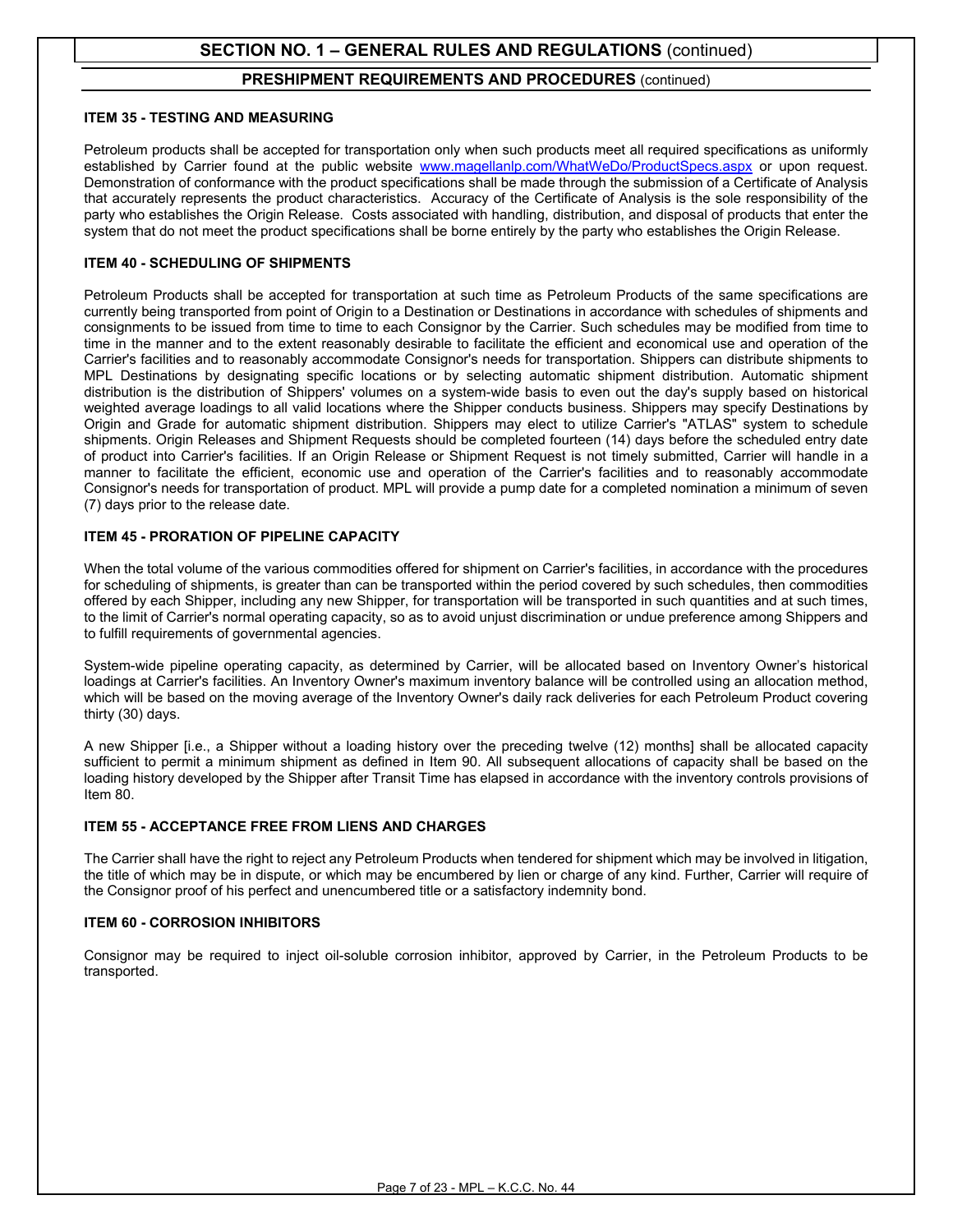## SECTION NO. 1 – GENERAL RULES AND REGULATIONS (continued)

### PRESHIPMENT REQUIREMENTS AND PROCEDURES (continued)

**ITEM 35 - TESTING AND MEASURING**

Petroleum products shall be accepted for transportation only when such products meet all required specifications as uniformly established by Carrier found at the public website www.magellanlp.com/WhatWeDo/ProductSpecs.aspx or upon request. Demonstration of conformance with the product specifications shall be made through the submission of a Certificate of Analysis that accurately represents the product characteristics. Accuracy of the Certificate of Analysis is the sole responsibility of the party who establishes the Origin Release. Costs associated with handling, distribution, and disposal of products that enter the system that do not meet the product specifications shall be borne entirely by the party who establishes the Origin Release.

**ITEM 40 - SCHEDULING OF SHIPMENTS**

Petroleum Products shall be accepted for transportation at such time as Petroleum Products of the same specifications are currently being transported from point of Origin to a Destination or Destinations in accordance with schedules of shipments and consignments to be issued from time to time to each Consignor by the Carrier. Such schedules may be modified from time to time in the manner and to the extent reasonably desirable to facilitate the efficient and economical use and operation of the Carrier's facilities and to reasonably accommodate Consignor's needs for transportation. Shippers can distribute shipments to MPL Destinations by designating specific locations or by selecting automatic shipment distribution. Automatic shipment distribution is the distribution of Shippers' volumes on a system-wide basis to even out the day's supply based on historical weighted average loadings to all valid locations where the Shipper conducts business. Shippers may specify Destinations by Origin and Grade for automatic shipment distribution. Shippers may elect to utilize Carrier's "ATLAS" system to schedule shipments. Origin Releases and Shipment Requests should be completed fourteen (14) days before the scheduled entry date of product into Carrier's facilities. If an Origin Release or Shipment Request is not timely submitted, Carrier will handle in a manner to facilitate the efficient, economic use and operation of the Carrier's facilities and to reasonably accommodate Consignor's needs for transportation of product. MPL will provide a pump date for a completed nomination a minimum of seven (7) days prior to the release date.

**ITEM 45 - PRORATION OF PIPELINE CAPACITY**

When the total volume of the various commodities offered for shipment on Carrier's facilities, in accordance with the procedures for scheduling of shipments, is greater than can be transported within the period covered by such schedules, then commodities offered by each Shipper, including any new Shipper, for transportation will be transported in such quantities and at such times, to the limit of Carrier's normal operating capacity, so as to avoid unjust discrimination or undue preference among Shippers and to fulfill requirements of governmental agencies.

System-wide pipeline operating capacity, as determined by Carrier, will be allocated based on Inventory Owner's historical loadings at Carrier's facilities. An Inventory Owner's maximum inventory balance will be controlled using an allocation method, which will be based on the moving average of the Inventory Owner's daily rack deliveries for each Petroleum Product covering thirty (30) days.

A new Shipper [i.e., a Shipper without a loading history over the preceding twelve (12) months] shall be allocated capacity sufficient to permit a minimum shipment as defined in Item 90. All subsequent allocations of capacity shall be based on the loading history developed by the Shipper after Transit Time has elapsed in accordance with the inventory controls provisions of Item 80.

**ITEM 55 - ACCEPTANCE FREE FROM LIENS AND CHARGES**

The Carrier shall have the right to reject any Petroleum Products when tendered for shipment which may be involved in litigation, the title of which may be in dispute, or which may be encumbered by lien or charge of any kind. Further, Carrier will require of the Consignor proof of his perfect and unencumbered title or a satisfactory indemnity bond.

**ITEM 60 - CORROSION INHIBITORS**

Consignor may be required to inject oil-soluble corrosion inhibitor, approved by Carrier, in the Petroleum Products to be transported.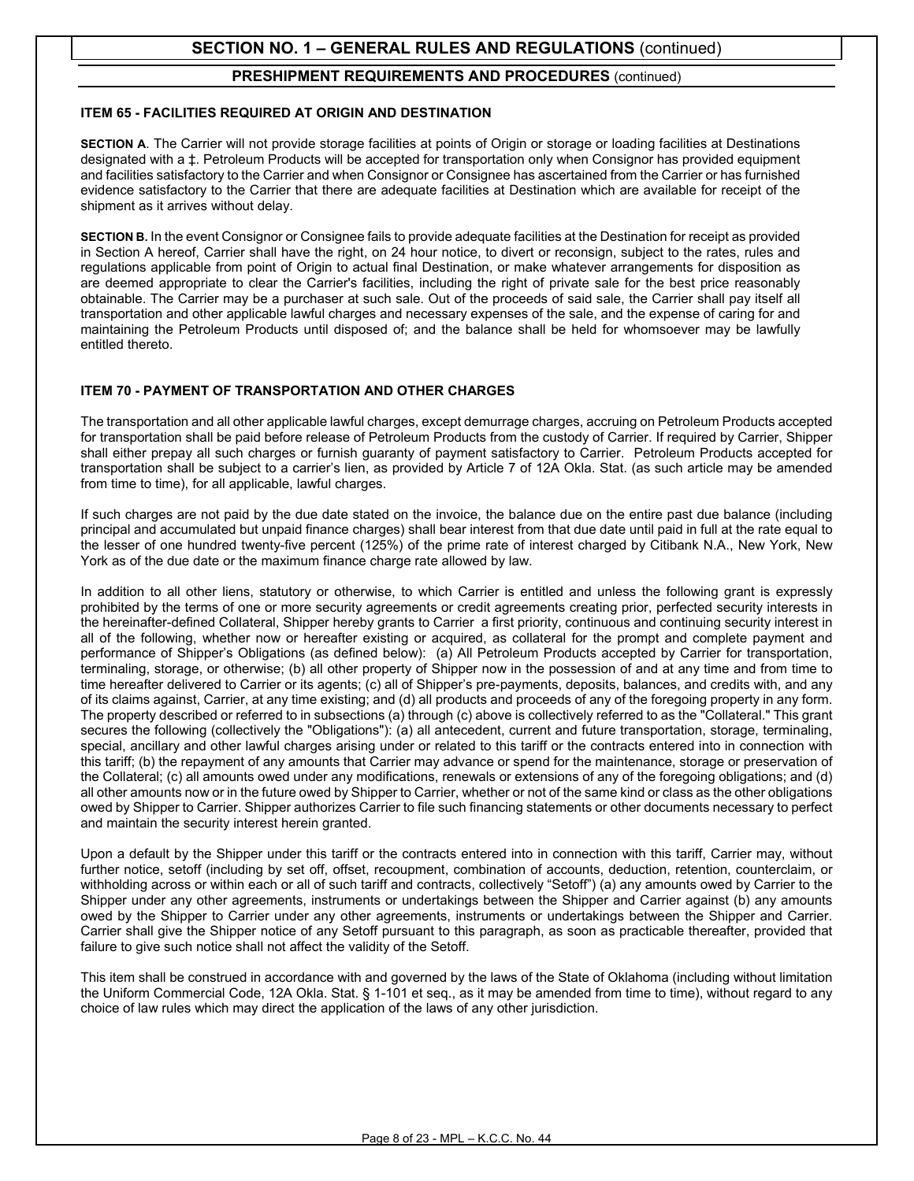## SECTION NO. 1 – GENERAL RULES AND REGULATIONS (continued)

### PRESHIPMENT REQUIREMENTS AND PROCEDURES (continued)

**ITEM 65 - FACILITIES REQUIRED AT ORIGIN AND DESTINATION**

**SECTION A**. The Carrier will not provide storage facilities at points of Origin or storage or loading facilities at Destinations designated with a ‡. Petroleum Products will be accepted for transportation only when Consignor has provided equipment and facilities satisfactory to the Carrier and when Consignor or Consignee has ascertained from the Carrier or has furnished evidence satisfactory to the Carrier that there are adequate facilities at Destination which are available for receipt of the shipment as it arrives without delay.

**SECTION B.** In the event Consignor or Consignee fails to provide adequate facilities at the Destination for receipt as provided in Section A hereof, Carrier shall have the right, on 24 hour notice, to divert or reconsign, subject to the rates, rules and regulations applicable from point of Origin to actual final Destination, or make whatever arrangements for disposition as are deemed appropriate to clear the Carrier's facilities, including the right of private sale for the best price reasonably obtainable. The Carrier may be a purchaser at such sale. Out of the proceeds of said sale, the Carrier shall pay itself all transportation and other applicable lawful charges and necessary expenses of the sale, and the expense of caring for and maintaining the Petroleum Products until disposed of; and the balance shall be held for whomsoever may be lawfully entitled thereto.

**ITEM 70 - PAYMENT OF TRANSPORTATION AND OTHER CHARGES**

The transportation and all other applicable lawful charges, except demurrage charges, accruing on Petroleum Products accepted for transportation shall be paid before release of Petroleum Products from the custody of Carrier. If required by Carrier, Shipper shall either prepay all such charges or furnish guaranty of payment satisfactory to Carrier. Petroleum Products accepted for transportation shall be subject to a carrier's lien, as provided by Article 7 of 12A Okla. Stat. (as such article may be amended from time to time), for all applicable, lawful charges.

If such charges are not paid by the due date stated on the invoice, the balance due on the entire past due balance (including principal and accumulated but unpaid finance charges) shall bear interest from that due date until paid in full at the rate equal to the lesser of one hundred twenty-five percent (125%) of the prime rate of interest charged by Citibank N.A., New York, New York as of the due date or the maximum finance charge rate allowed by law.

In addition to all other liens, statutory or otherwise, to which Carrier is entitled and unless the following grant is expressly prohibited by the terms of one or more security agreements or credit agreements creating prior, perfected security interests in the hereinafter-defined Collateral, Shipper hereby grants to Carrier a first priority, continuous and continuing security interest in all of the following, whether now or hereafter existing or acquired, as collateral for the prompt and complete payment and performance of Shipper's Obligations (as defined below): (a) All Petroleum Products accepted by Carrier for transportation, terminaling, storage, or otherwise; (b) all other property of Shipper now in the possession of and at any time and from time to time hereafter delivered to Carrier or its agents; (c) all of Shipper's pre-payments, deposits, balances, and credits with, and any of its claims against, Carrier, at any time existing; and (d) all products and proceeds of any of the foregoing property in any form. The property described or referred to in subsections (a) through (c) above is collectively referred to as the "Collateral." This grant secures the following (collectively the "Obligations"): (a) all antecedent, current and future transportation, storage, terminaling, special, ancillary and other lawful charges arising under or related to this tariff or the contracts entered into in connection with this tariff; (b) the repayment of any amounts that Carrier may advance or spend for the maintenance, storage or preservation of the Collateral; (c) all amounts owed under any modifications, renewals or extensions of any of the foregoing obligations; and (d) all other amounts now or in the future owed by Shipper to Carrier, whether or not of the same kind or class as the other obligations owed by Shipper to Carrier. Shipper authorizes Carrier to file such financing statements or other documents necessary to perfect and maintain the security interest herein granted.

Upon a default by the Shipper under this tariff or the contracts entered into in connection with this tariff, Carrier may, without further notice, setoff (including by set off, offset, recoupment, combination of accounts, deduction, retention, counterclaim, or withholding across or within each or all of such tariff and contracts, collectively "Setoff") (a) any amounts owed by Carrier to the Shipper under any other agreements, instruments or undertakings between the Shipper and Carrier against (b) any amounts owed by the Shipper to Carrier under any other agreements, instruments or undertakings between the Shipper and Carrier. Carrier shall give the Shipper notice of any Setoff pursuant to this paragraph, as soon as practicable thereafter, provided that failure to give such notice shall not affect the validity of the Setoff.

This item shall be construed in accordance with and governed by the laws of the State of Oklahoma (including without limitation the Uniform Commercial Code, 12A Okla. Stat. § 1-101 et seq., as it may be amended from time to time), without regard to any choice of law rules which may direct the application of the laws of any other jurisdiction.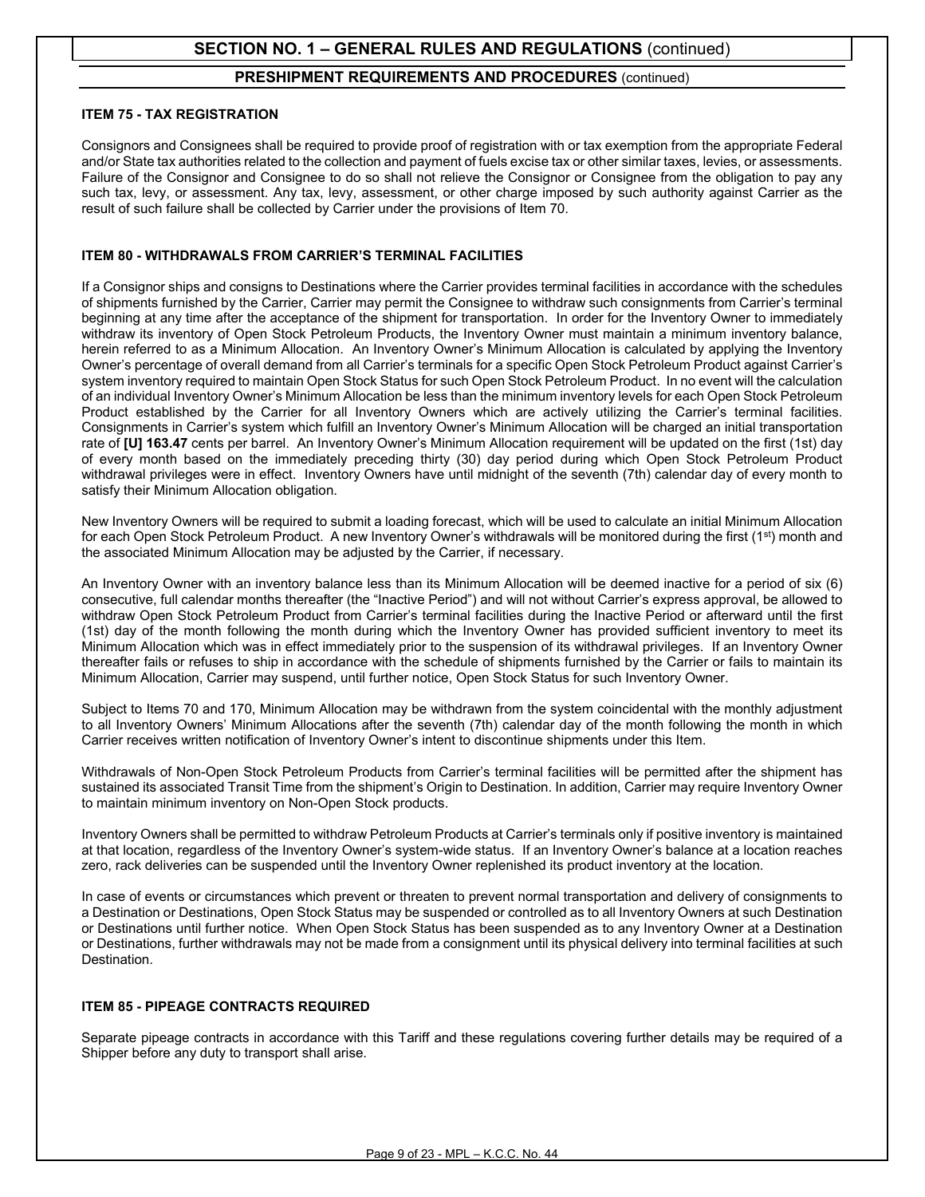# SECTION NO. 1 – GENERAL RULES AND REGULATIONS (continued)

## PRESHIPMENT REQUIREMENTS AND PROCEDURES (continued)

### ITEM 75 - TAX REGISTRATION

Consignors and Consignees shall be required to provide proof of registration with or tax exemption from the appropriate Federal and/or State tax authorities related to the collection and payment of fuels excise tax or other similar taxes, levies, or assessments. Failure of the Consignor and Consignee to do so shall not relieve the Consignor or Consignee from the obligation to pay any such tax, levy, or assessment. Any tax, levy, assessment, or other charge imposed by such authority against Carrier as the result of such failure shall be collected by Carrier under the provisions of Item 70.

### ITEM 80 - WITHDRAWALS FROM CARRIER'S TERMINAL FACILITIES

If a Consignor ships and consigns to Destinations where the Carrier provides terminal facilities in accordance with the schedules of shipments furnished by the Carrier, Carrier may permit the Consignee to withdraw such consignments from Carrier's terminal beginning at any time after the acceptance of the shipment for transportation. In order for the Inventory Owner to immediately withdraw its inventory of Open Stock Petroleum Products, the Inventory Owner must maintain a minimum inventory balance, herein referred to as a Minimum Allocation. An Inventory Owner's Minimum Allocation is calculated by applying the Inventory Owner's percentage of overall demand from all Carrier's terminals for a specific Open Stock Petroleum Product against Carrier's system inventory required to maintain Open Stock Status for such Open Stock Petroleum Product. In no event will the calculation of an individual Inventory Owner's Minimum Allocation be less than the minimum inventory levels for each Open Stock Petroleum Product established by the Carrier for all Inventory Owners which are actively utilizing the Carrier's terminal facilities. Consignments in Carrier's system which fulfill an Inventory Owner's Minimum Allocation will be charged an initial transportation rate of **[U] 163.47** cents per barrel. An Inventory Owner's Minimum Allocation requirement will be updated on the first (1st) day of every month based on the immediately preceding thirty (30) day period during which Open Stock Petroleum Product withdrawal privileges were in effect. Inventory Owners have until midnight of the seventh (7th) calendar day of every month to satisfy their Minimum Allocation obligation.

New Inventory Owners will be required to submit a loading forecast, which will be used to calculate an initial Minimum Allocation for each Open Stock Petroleum Product. A new Inventory Owner's withdrawals will be monitored during the first (1st) month and the associated Minimum Allocation may be adjusted by the Carrier, if necessary.

An Inventory Owner with an inventory balance less than its Minimum Allocation will be deemed inactive for a period of six (6) consecutive, full calendar months thereafter (the "Inactive Period") and will not without Carrier's express approval, be allowed to withdraw Open Stock Petroleum Product from Carrier's terminal facilities during the Inactive Period or afterward until the first (1st) day of the month following the month during which the Inventory Owner has provided sufficient inventory to meet its Minimum Allocation which was in effect immediately prior to the suspension of its withdrawal privileges. If an Inventory Owner thereafter fails or refuses to ship in accordance with the schedule of shipments furnished by the Carrier or fails to maintain its Minimum Allocation, Carrier may suspend, until further notice, Open Stock Status for such Inventory Owner.

Subject to Items 70 and 170, Minimum Allocation may be withdrawn from the system coincidental with the monthly adjustment to all Inventory Owners' Minimum Allocations after the seventh (7th) calendar day of the month following the month in which Carrier receives written notification of Inventory Owner's intent to discontinue shipments under this Item.

Withdrawals of Non-Open Stock Petroleum Products from Carrier's terminal facilities will be permitted after the shipment has sustained its associated Transit Time from the shipment's Origin to Destination. In addition, Carrier may require Inventory Owner to maintain minimum inventory on Non-Open Stock products.

Inventory Owners shall be permitted to withdraw Petroleum Products at Carrier's terminals only if positive inventory is maintained at that location, regardless of the Inventory Owner's system-wide status. If an Inventory Owner's balance at a location reaches zero, rack deliveries can be suspended until the Inventory Owner replenished its product inventory at the location.

In case of events or circumstances which prevent or threaten to prevent normal transportation and delivery of consignments to a Destination or Destinations, Open Stock Status may be suspended or controlled as to all Inventory Owners at such Destination or Destinations until further notice. When Open Stock Status has been suspended as to any Inventory Owner at a Destination or Destinations, further withdrawals may not be made from a consignment until its physical delivery into terminal facilities at such Destination.

### ITEM 85 - PIPEAGE CONTRACTS REQUIRED

Separate pipeage contracts in accordance with this Tariff and these regulations covering further details may be required of a Shipper before any duty to transport shall arise.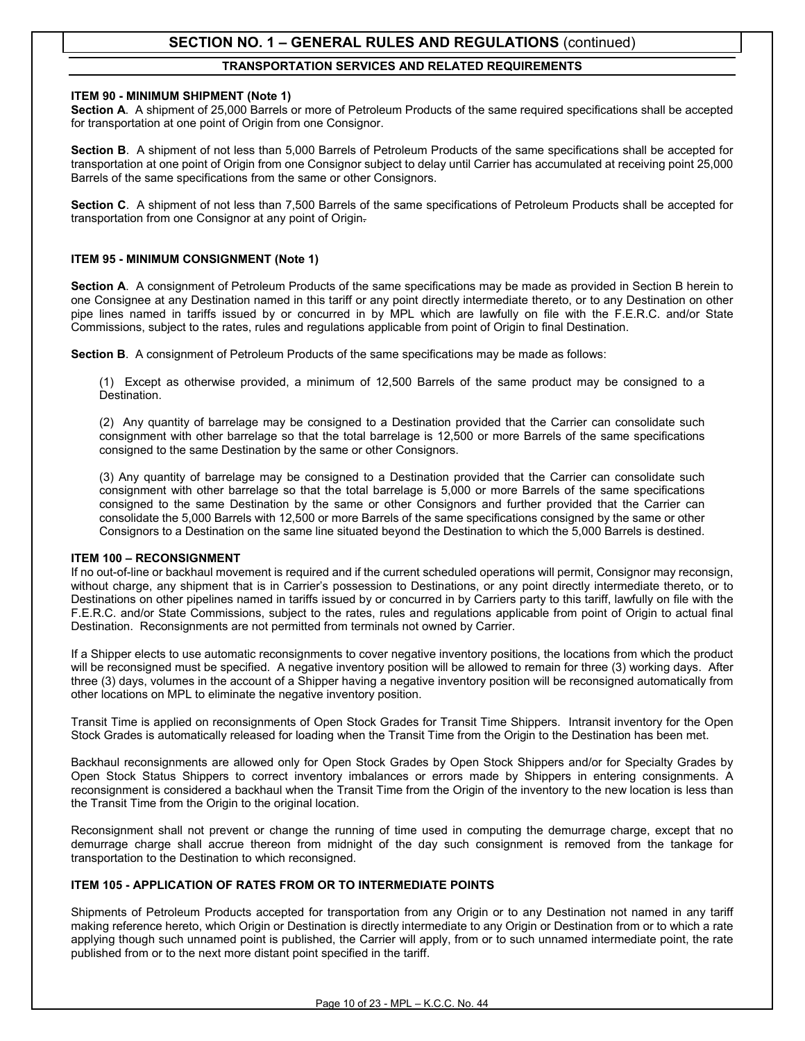## SECTION NO. 1 – GENERAL RULES AND REGULATIONS (continued)

### TRANSPORTATION SERVICES AND RELATED REQUIREMENTS

**ITEM 90 - MINIMUM SHIPMENT (Note 1)**

**Section A**. A shipment of 25,000 Barrels or more of Petroleum Products of the same required specifications shall be accepted for transportation at one point of Origin from one Consignor.

**Section B**. A shipment of not less than 5,000 Barrels of Petroleum Products of the same specifications shall be accepted for transportation at one point of Origin from one Consignor subject to delay until Carrier has accumulated at receiving point 25,000 Barrels of the same specifications from the same or other Consignors.

**Section C**. A shipment of not less than 7,500 Barrels of the same specifications of Petroleum Products shall be accepted for transportation from one Consignor at any point of Origin.

**ITEM 95 - MINIMUM CONSIGNMENT (Note 1)**

**Section A**. A consignment of Petroleum Products of the same specifications may be made as provided in Section B herein to one Consignee at any Destination named in this tariff or any point directly intermediate thereto, or to any Destination on other pipe lines named in tariffs issued by or concurred in by MPL which are lawfully on file with the F.E.R.C. and/or State Commissions, subject to the rates, rules and regulations applicable from point of Origin to final Destination.

**Section B**. A consignment of Petroleum Products of the same specifications may be made as follows:

(1) Except as otherwise provided, a minimum of 12,500 Barrels of the same product may be consigned to a Destination.

(2) Any quantity of barrelage may be consigned to a Destination provided that the Carrier can consolidate such consignment with other barrelage so that the total barrelage is 12,500 or more Barrels of the same specifications consigned to the same Destination by the same or other Consignors.

(3) Any quantity of barrelage may be consigned to a Destination provided that the Carrier can consolidate such consignment with other barrelage so that the total barrelage is 5,000 or more Barrels of the same specifications consigned to the same Destination by the same or other Consignors and further provided that the Carrier can consolidate the 5,000 Barrels with 12,500 or more Barrels of the same specifications consigned by the same or other Consignors to a Destination on the same line situated beyond the Destination to which the 5,000 Barrels is destined.

**ITEM 100 – RECONSIGNMENT**

If no out-of-line or backhaul movement is required and if the current scheduled operations will permit, Consignor may reconsign, without charge, any shipment that is in Carrier's possession to Destinations, or any point directly intermediate thereto, or to Destinations on other pipelines named in tariffs issued by or concurred in by Carriers party to this tariff, lawfully on file with the F.E.R.C. and/or State Commissions, subject to the rates, rules and regulations applicable from point of Origin to actual final Destination. Reconsignments are not permitted from terminals not owned by Carrier.

If a Shipper elects to use automatic reconsignments to cover negative inventory positions, the locations from which the product will be reconsigned must be specified. A negative inventory position will be allowed to remain for three (3) working days. After three (3) days, volumes in the account of a Shipper having a negative inventory position will be reconsigned automatically from other locations on MPL to eliminate the negative inventory position.

Transit Time is applied on reconsignments of Open Stock Grades for Transit Time Shippers. Intransit inventory for the Open Stock Grades is automatically released for loading when the Transit Time from the Origin to the Destination has been met.

Backhaul reconsignments are allowed only for Open Stock Grades by Open Stock Shippers and/or for Specialty Grades by Open Stock Status Shippers to correct inventory imbalances or errors made by Shippers in entering consignments. A reconsignment is considered a backhaul when the Transit Time from the Origin of the inventory to the new location is less than the Transit Time from the Origin to the original location.

Reconsignment shall not prevent or change the running of time used in computing the demurrage charge, except that no demurrage charge shall accrue thereon from midnight of the day such consignment is removed from the tankage for transportation to the Destination to which reconsigned.

**ITEM 105 - APPLICATION OF RATES FROM OR TO INTERMEDIATE POINTS**

Shipments of Petroleum Products accepted for transportation from any Origin or to any Destination not named in any tariff making reference hereto, which Origin or Destination is directly intermediate to any Origin or Destination from or to which a rate applying though such unnamed point is published, the Carrier will apply, from or to such unnamed intermediate point, the rate published from or to the next more distant point specified in the tariff.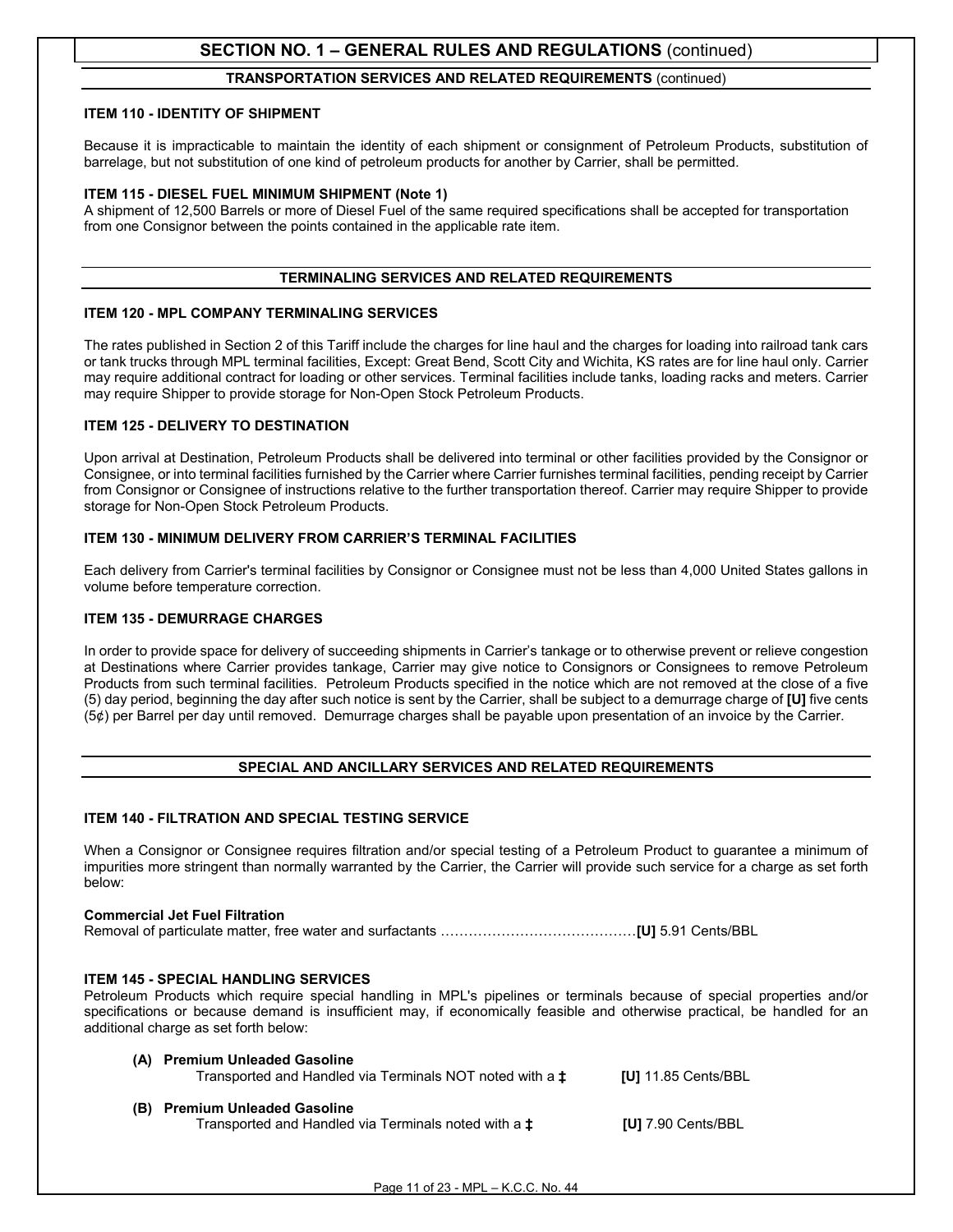## SECTION NO. 1 – GENERAL RULES AND REGULATIONS (continued)

### TRANSPORTATION SERVICES AND RELATED REQUIREMENTS (continued)

**ITEM 110 - IDENTITY OF SHIPMENT**

Because it is impracticable to maintain the identity of each shipment or consignment of Petroleum Products, substitution of barrelage, but not substitution of one kind of petroleum products for another by Carrier, shall be permitted.

**ITEM 115 - DIESEL FUEL MINIMUM SHIPMENT (Note 1)**

A shipment of 12,500 Barrels or more of Diesel Fuel of the same required specifications shall be accepted for transportation from one Consignor between the points contained in the applicable rate item.

### TERMINALING SERVICES AND RELATED REQUIREMENTS

**ITEM 120 - MPL COMPANY TERMINALING SERVICES**

The rates published in Section 2 of this Tariff include the charges for line haul and the charges for loading into railroad tank cars or tank trucks through MPL terminal facilities, Except: Great Bend, Scott City and Wichita, KS rates are for line haul only. Carrier may require additional contract for loading or other services. Terminal facilities include tanks, loading racks and meters. Carrier may require Shipper to provide storage for Non-Open Stock Petroleum Products.

**ITEM 125 - DELIVERY TO DESTINATION**

Upon arrival at Destination, Petroleum Products shall be delivered into terminal or other facilities provided by the Consignor or Consignee, or into terminal facilities furnished by the Carrier where Carrier furnishes terminal facilities, pending receipt by Carrier from Consignor or Consignee of instructions relative to the further transportation thereof. Carrier may require Shipper to provide storage for Non-Open Stock Petroleum Products.

**ITEM 130 - MINIMUM DELIVERY FROM CARRIER'S TERMINAL FACILITIES**

Each delivery from Carrier's terminal facilities by Consignor or Consignee must not be less than 4,000 United States gallons in volume before temperature correction.

**ITEM 135 - DEMURRAGE CHARGES**

In order to provide space for delivery of succeeding shipments in Carrier's tankage or to otherwise prevent or relieve congestion at Destinations where Carrier provides tankage, Carrier may give notice to Consignors or Consignees to remove Petroleum Products from such terminal facilities. Petroleum Products specified in the notice which are not removed at the close of a five (5) day period, beginning the day after such notice is sent by the Carrier, shall be subject to a demurrage charge of **[U]** five cents (5¢) per Barrel per day until removed. Demurrage charges shall be payable upon presentation of an invoice by the Carrier.

### SPECIAL AND ANCILLARY SERVICES AND RELATED REQUIREMENTS

**ITEM 140 - FILTRATION AND SPECIAL TESTING SERVICE**

When a Consignor or Consignee requires filtration and/or special testing of a Petroleum Product to guarantee a minimum of impurities more stringent than normally warranted by the Carrier, the Carrier will provide such service for a charge as set forth below:

**Commercial Jet Fuel Filtration**
Removal of particulate matter, free water and surfactants ……………………………………**[U]** 5.91 Cents/BBL

**ITEM 145 - SPECIAL HANDLING SERVICES**

Petroleum Products which require special handling in MPL's pipelines or terminals because of special properties and/or specifications or because demand is insufficient may, if economically feasible and otherwise practical, be handled for an additional charge as set forth below:

**(A) Premium Unleaded Gasoline**
Transported and Handled via Terminals NOT noted with a ‡ **[U]** 11.85 Cents/BBL

**(B) Premium Unleaded Gasoline**
Transported and Handled via Terminals noted with a ‡ **[U]** 7.90 Cents/BBL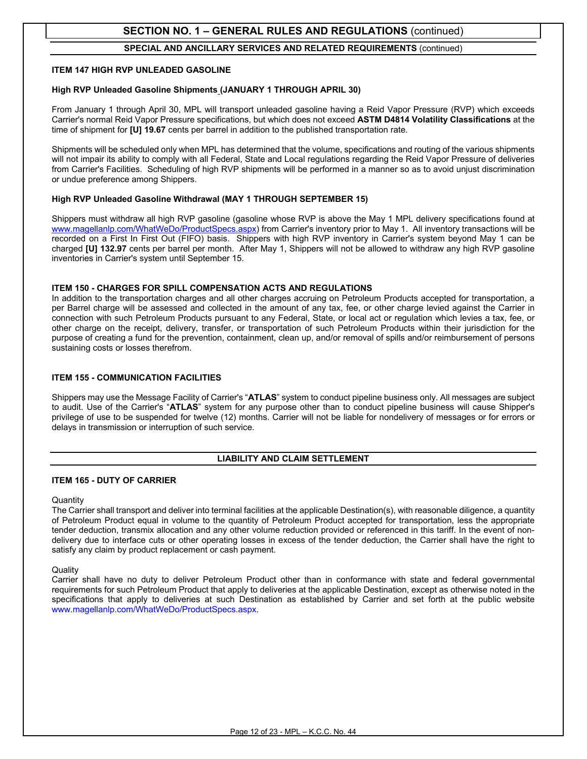## SECTION NO. 1 – GENERAL RULES AND REGULATIONS (continued)

### SPECIAL AND ANCILLARY SERVICES AND RELATED REQUIREMENTS (continued)

**ITEM 147 HIGH RVP UNLEADED GASOLINE**

**High RVP Unleaded Gasoline Shipments (JANUARY 1 THROUGH APRIL 30)**

From January 1 through April 30, MPL will transport unleaded gasoline having a Reid Vapor Pressure (RVP) which exceeds Carrier's normal Reid Vapor Pressure specifications, but which does not exceed **ASTM D4814 Volatility Classifications** at the time of shipment for **[U] 19.67** cents per barrel in addition to the published transportation rate.

Shipments will be scheduled only when MPL has determined that the volume, specifications and routing of the various shipments will not impair its ability to comply with all Federal, State and Local regulations regarding the Reid Vapor Pressure of deliveries from Carrier's Facilities. Scheduling of high RVP shipments will be performed in a manner so as to avoid unjust discrimination or undue preference among Shippers.

**High RVP Unleaded Gasoline Withdrawal (MAY 1 THROUGH SEPTEMBER 15)**

Shippers must withdraw all high RVP gasoline (gasoline whose RVP is above the May 1 MPL delivery specifications found at www.magellanlp.com/WhatWeDo/ProductSpecs.aspx) from Carrier's inventory prior to May 1. All inventory transactions will be recorded on a First In First Out (FIFO) basis. Shippers with high RVP inventory in Carrier's system beyond May 1 can be charged **[U] 132.97** cents per barrel per month. After May 1, Shippers will not be allowed to withdraw any high RVP gasoline inventories in Carrier's system until September 15.

**ITEM 150 - CHARGES FOR SPILL COMPENSATION ACTS AND REGULATIONS**

In addition to the transportation charges and all other charges accruing on Petroleum Products accepted for transportation, a per Barrel charge will be assessed and collected in the amount of any tax, fee, or other charge levied against the Carrier in connection with such Petroleum Products pursuant to any Federal, State, or local act or regulation which levies a tax, fee, or other charge on the receipt, delivery, transfer, or transportation of such Petroleum Products within their jurisdiction for the purpose of creating a fund for the prevention, containment, clean up, and/or removal of spills and/or reimbursement of persons sustaining costs or losses therefrom.

**ITEM 155 - COMMUNICATION FACILITIES**

Shippers may use the Message Facility of Carrier's "**ATLAS**" system to conduct pipeline business only. All messages are subject to audit. Use of the Carrier's "**ATLAS**" system for any purpose other than to conduct pipeline business will cause Shipper's privilege of use to be suspended for twelve (12) months. Carrier will not be liable for nondelivery of messages or for errors or delays in transmission or interruption of such service.

### LIABILITY AND CLAIM SETTLEMENT

**ITEM 165 - DUTY OF CARRIER**

Quantity

The Carrier shall transport and deliver into terminal facilities at the applicable Destination(s), with reasonable diligence, a quantity of Petroleum Product equal in volume to the quantity of Petroleum Product accepted for transportation, less the appropriate tender deduction, transmix allocation and any other volume reduction provided or referenced in this tariff. In the event of non-delivery due to interface cuts or other operating losses in excess of the tender deduction, the Carrier shall have the right to satisfy any claim by product replacement or cash payment.

Quality

Carrier shall have no duty to deliver Petroleum Product other than in conformance with state and federal governmental requirements for such Petroleum Product that apply to deliveries at the applicable Destination, except as otherwise noted in the specifications that apply to deliveries at such Destination as established by Carrier and set forth at the public website www.magellanlp.com/WhatWeDo/ProductSpecs.aspx.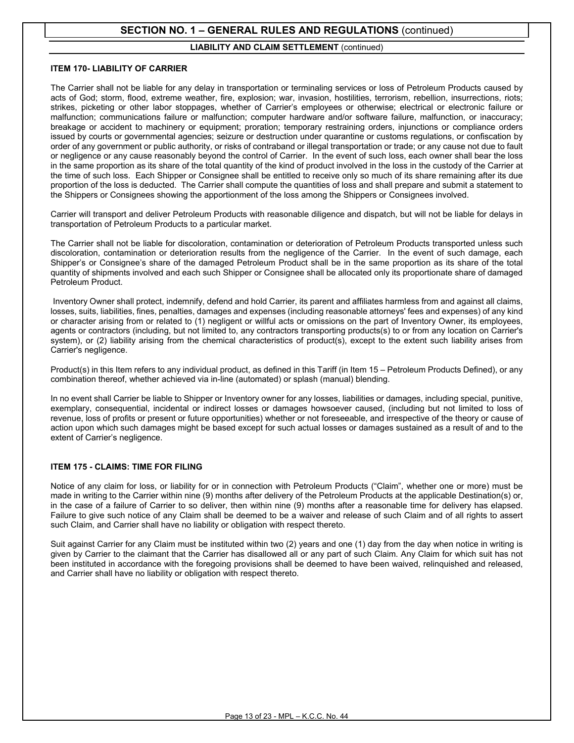## SECTION NO. 1 – GENERAL RULES AND REGULATIONS (continued)

### LIABILITY AND CLAIM SETTLEMENT (continued)

**ITEM 170- LIABILITY OF CARRIER**

The Carrier shall not be liable for any delay in transportation or terminaling services or loss of Petroleum Products caused by acts of God; storm, flood, extreme weather, fire, explosion; war, invasion, hostilities, terrorism, rebellion, insurrections, riots; strikes, picketing or other labor stoppages, whether of Carrier's employees or otherwise; electrical or electronic failure or malfunction; communications failure or malfunction; computer hardware and/or software failure, malfunction, or inaccuracy; breakage or accident to machinery or equipment; proration; temporary restraining orders, injunctions or compliance orders issued by courts or governmental agencies; seizure or destruction under quarantine or customs regulations, or confiscation by order of any government or public authority, or risks of contraband or illegal transportation or trade; or any cause not due to fault or negligence or any cause reasonably beyond the control of Carrier. In the event of such loss, each owner shall bear the loss in the same proportion as its share of the total quantity of the kind of product involved in the loss in the custody of the Carrier at the time of such loss. Each Shipper or Consignee shall be entitled to receive only so much of its share remaining after its due proportion of the loss is deducted. The Carrier shall compute the quantities of loss and shall prepare and submit a statement to the Shippers or Consignees showing the apportionment of the loss among the Shippers or Consignees involved.

Carrier will transport and deliver Petroleum Products with reasonable diligence and dispatch, but will not be liable for delays in transportation of Petroleum Products to a particular market.

The Carrier shall not be liable for discoloration, contamination or deterioration of Petroleum Products transported unless such discoloration, contamination or deterioration results from the negligence of the Carrier. In the event of such damage, each Shipper's or Consignee's share of the damaged Petroleum Product shall be in the same proportion as its share of the total quantity of shipments involved and each such Shipper or Consignee shall be allocated only its proportionate share of damaged Petroleum Product.

Inventory Owner shall protect, indemnify, defend and hold Carrier, its parent and affiliates harmless from and against all claims, losses, suits, liabilities, fines, penalties, damages and expenses (including reasonable attorneys' fees and expenses) of any kind or character arising from or related to (1) negligent or willful acts or omissions on the part of Inventory Owner, its employees, agents or contractors (including, but not limited to, any contractors transporting products(s) to or from any location on Carrier's system), or (2) liability arising from the chemical characteristics of product(s), except to the extent such liability arises from Carrier's negligence.

Product(s) in this Item refers to any individual product, as defined in this Tariff (in Item 15 – Petroleum Products Defined), or any combination thereof, whether achieved via in-line (automated) or splash (manual) blending.

In no event shall Carrier be liable to Shipper or Inventory owner for any losses, liabilities or damages, including special, punitive, exemplary, consequential, incidental or indirect losses or damages howsoever caused, (including but not limited to loss of revenue, loss of profits or present or future opportunities) whether or not foreseeable, and irrespective of the theory or cause of action upon which such damages might be based except for such actual losses or damages sustained as a result of and to the extent of Carrier's negligence.

**ITEM 175 - CLAIMS: TIME FOR FILING**

Notice of any claim for loss, or liability for or in connection with Petroleum Products ("Claim", whether one or more) must be made in writing to the Carrier within nine (9) months after delivery of the Petroleum Products at the applicable Destination(s) or, in the case of a failure of Carrier to so deliver, then within nine (9) months after a reasonable time for delivery has elapsed. Failure to give such notice of any Claim shall be deemed to be a waiver and release of such Claim and of all rights to assert such Claim, and Carrier shall have no liability or obligation with respect thereto.

Suit against Carrier for any Claim must be instituted within two (2) years and one (1) day from the day when notice in writing is given by Carrier to the claimant that the Carrier has disallowed all or any part of such Claim. Any Claim for which suit has not been instituted in accordance with the foregoing provisions shall be deemed to have been waived, relinquished and released, and Carrier shall have no liability or obligation with respect thereto.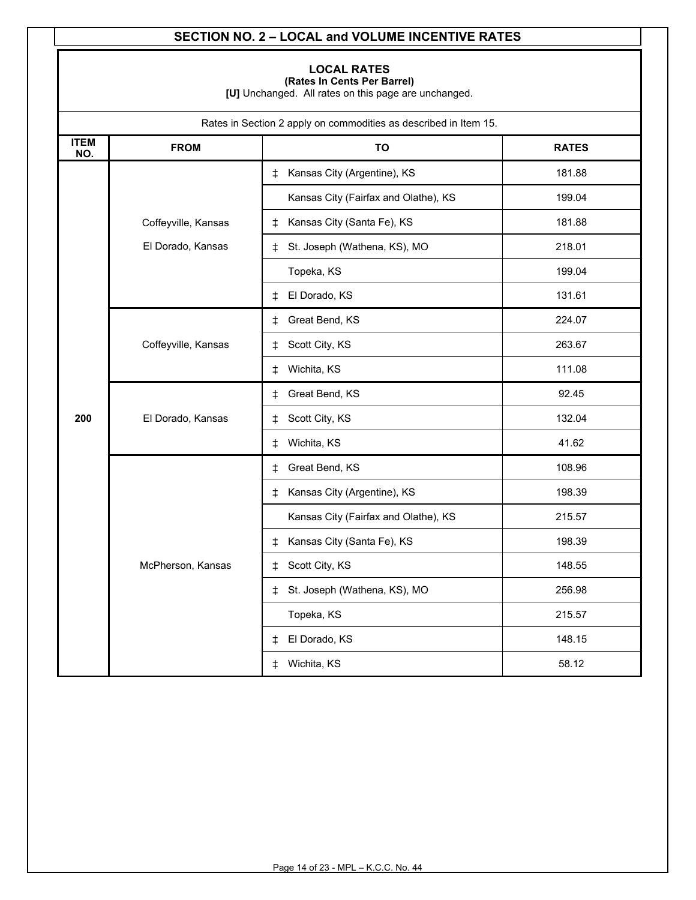## SECTION NO. 2 – LOCAL and VOLUME INCENTIVE RATES

### LOCAL RATES

**(Rates In Cents Per Barrel)**

**[U]** Unchanged. All rates on this page are unchanged.

Rates in Section 2 apply on commodities as described in Item 15.

| ITEM NO. | FROM | TO | RATES |
|---|---|---|---|
| 200 | Coffeyville, Kansas<br>El Dorado, Kansas | ‡ Kansas City (Argentine), KS | 181.88 |
| | | Kansas City (Fairfax and Olathe), KS | 199.04 |
| | | ‡ Kansas City (Santa Fe), KS | 181.88 |
| | | ‡ St. Joseph (Wathena, KS), MO | 218.01 |
| | | Topeka, KS | 199.04 |
| | | ‡ El Dorado, KS | 131.61 |
| | Coffeyville, Kansas | ‡ Great Bend, KS | 224.07 |
| | | ‡ Scott City, KS | 263.67 |
| | | ‡ Wichita, KS | 111.08 |
| | El Dorado, Kansas | ‡ Great Bend, KS | 92.45 |
| | | ‡ Scott City, KS | 132.04 |
| | | ‡ Wichita, KS | 41.62 |
| | McPherson, Kansas | ‡ Great Bend, KS | 108.96 |
| | | ‡ Kansas City (Argentine), KS | 198.39 |
| | | Kansas City (Fairfax and Olathe), KS | 215.57 |
| | | ‡ Kansas City (Santa Fe), KS | 198.39 |
| | | ‡ Scott City, KS | 148.55 |
| | | ‡ St. Joseph (Wathena, KS), MO | 256.98 |
| | | Topeka, KS | 215.57 |
| | | ‡ El Dorado, KS | 148.15 |
| | | ‡ Wichita, KS | 58.12 |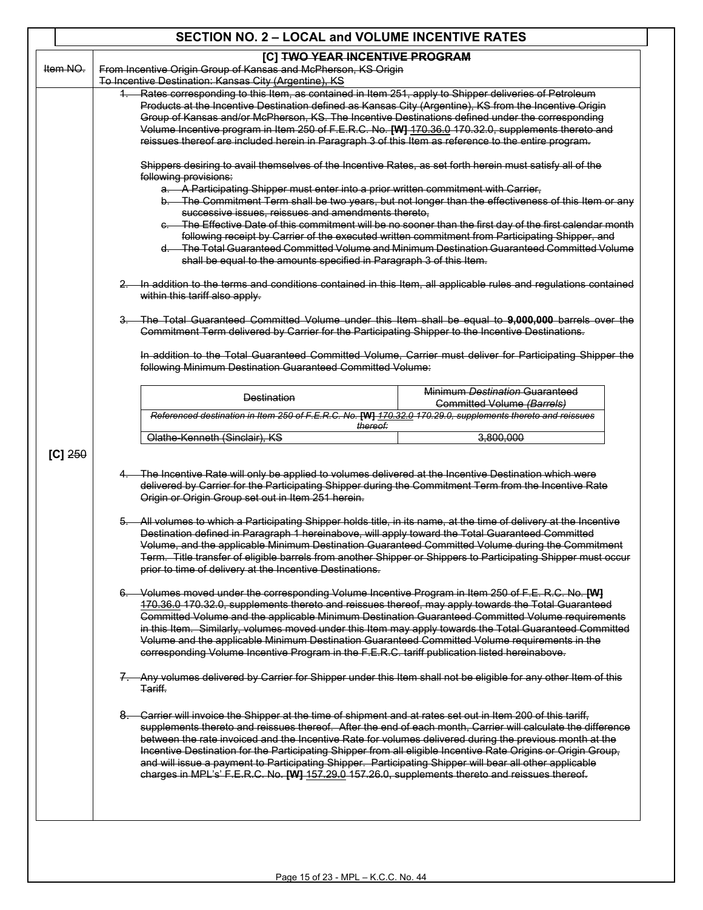## SECTION NO. 2 – LOCAL and VOLUME INCENTIVE RATES

| Item NO. | [C] TWO YEAR INCENTIVE PROGRAM<br>From Incentive Origin Group of Kansas and McPherson, KS Origin<br>To Incentive Destination: Kansas City (Argentine), KS |
|---|---|
| [C] 250 | See below |

1. Rates corresponding to this Item, as contained in Item 251, apply to Shipper deliveries of Petroleum Products at the Incentive Destination defined as Kansas City (Argentine), KS from the Incentive Origin Group of Kansas and/or McPherson, KS. The Incentive Destinations defined under the corresponding Volume Incentive program in Item 250 of F.E.R.C. No. **[W]** 170.36.0 170.32.0, supplements thereto and reissues thereof are included herein in Paragraph 3 of this Item as reference to the entire program.

   Shippers desiring to avail themselves of the Incentive Rates, as set forth herein must satisfy all of the following provisions:

   a. A Participating Shipper must enter into a prior written commitment with Carrier,
   b. The Commitment Term shall be two years, but not longer than the effectiveness of this Item or any successive issues, reissues and amendments thereto,
   c. The Effective Date of this commitment will be no sooner than the first day of the first calendar month following receipt by Carrier of the executed written commitment from Participating Shipper, and
   d. The Total Guaranteed Committed Volume and Minimum Destination Guaranteed Committed Volume shall be equal to the amounts specified in Paragraph 3 of this Item.

2. In addition to the terms and conditions contained in this Item, all applicable rules and regulations contained within this tariff also apply.

3. The Total Guaranteed Committed Volume under this Item shall be equal to **9,000,000** barrels over the Commitment Term delivered by Carrier for the Participating Shipper to the Incentive Destinations.

   In addition to the Total Guaranteed Committed Volume, Carrier must deliver for Participating Shipper the following Minimum Destination Guaranteed Committed Volume:

| Destination | Minimum *Destination* Guaranteed Committed Volume *(Barrels)* |
|---|---|
| *Referenced destination in Item 250 of F.E.R.C. No.* **[W]** *170.32.0 170.29.0, supplements thereto and reissues thereof:* | |
| Olathe-Kenneth (Sinclair), KS | 3,800,000 |

4. The Incentive Rate will only be applied to volumes delivered at the Incentive Destination which were delivered by Carrier for the Participating Shipper during the Commitment Term from the Incentive Rate Origin or Origin Group set out in Item 251 herein.

5. All volumes to which a Participating Shipper holds title, in its name, at the time of delivery at the Incentive Destination defined in Paragraph 1 hereinabove, will apply toward the Total Guaranteed Committed Volume, and the applicable Minimum Destination Guaranteed Committed Volume during the Commitment Term. Title transfer of eligible barrels from another Shipper or Shippers to Participating Shipper must occur prior to time of delivery at the Incentive Destinations.

6. Volumes moved under the corresponding Volume Incentive Program in Item 250 of F.E. R.C. No. **[W]** 170.36.0 170.32.0, supplements thereto and reissues thereof, may apply towards the Total Guaranteed Committed Volume and the applicable Minimum Destination Guaranteed Committed Volume requirements in this Item. Similarly, volumes moved under this Item may apply towards the Total Guaranteed Committed Volume and the applicable Minimum Destination Guaranteed Committed Volume requirements in the corresponding Volume Incentive Program in the F.E.R.C. tariff publication listed hereinabove.

7. Any volumes delivered by Carrier for Shipper under this Item shall not be eligible for any other Item of this Tariff.

8. Carrier will invoice the Shipper at the time of shipment and at rates set out in Item 200 of this tariff, supplements thereto and reissues thereof. After the end of each month, Carrier will calculate the difference between the rate invoiced and the Incentive Rate for volumes delivered during the previous month at the Incentive Destination for the Participating Shipper from all eligible Incentive Rate Origins or Origin Group, and will issue a payment to Participating Shipper. Participating Shipper will bear all other applicable charges in MPL's' F.E.R.C. No. **[W]** 157.29.0 157.26.0, supplements thereto and reissues thereof.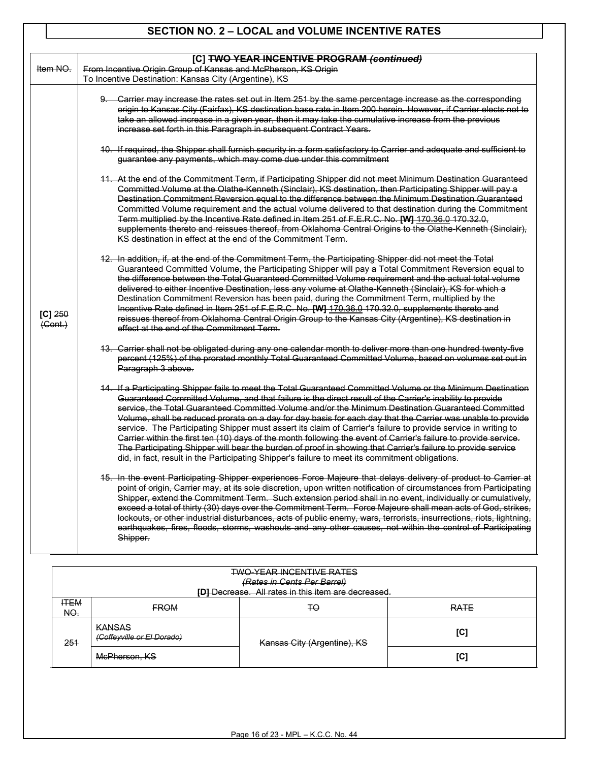## SECTION NO. 2 – LOCAL and VOLUME INCENTIVE RATES

| Item NO. | [C] TWO YEAR INCENTIVE PROGRAM *(continued)*<br>From Incentive Origin Group of Kansas and McPherson, KS Origin<br>To Incentive Destination: Kansas City (Argentine), KS |
|---|---|
| [C] 250 (Cont.) | 9. Carrier may increase the rates set out in Item 251 by the same percentage increase as the corresponding origin to Kansas City (Fairfax), KS destination base rate in Item 200 herein. However, if Carrier elects not to take an allowed increase in a given year, then it may take the cumulative increase from the previous increase set forth in this Paragraph in subsequent Contract Years.<br><br>10. If required, the Shipper shall furnish security in a form satisfactory to Carrier and adequate and sufficient to guarantee any payments, which may come due under this commitment<br><br>11. At the end of the Commitment Term, if Participating Shipper did not meet Minimum Destination Guaranteed Committed Volume at the Olathe-Kenneth (Sinclair), KS destination, then Participating Shipper will pay a Destination Commitment Reversion equal to the difference between the Minimum Destination Guaranteed Committed Volume requirement and the actual volume delivered to that destination during the Commitment Term multiplied by the Incentive Rate defined in Item 251 of F.E.R.C. No. **[W]** 170.36.0 170.32.0, supplements thereto and reissues thereof, from Oklahoma Central Origins to the Olathe-Kenneth (Sinclair), KS destination in effect at the end of the Commitment Term.<br><br>12. In addition, if, at the end of the Commitment Term, the Participating Shipper did not meet the Total Guaranteed Committed Volume, the Participating Shipper will pay a Total Commitment Reversion equal to the difference between the Total Guaranteed Committed Volume requirement and the actual total volume delivered to either Incentive Destination, less any volume at Olathe-Kenneth (Sinclair), KS for which a Destination Commitment Reversion has been paid, during the Commitment Term, multiplied by the Incentive Rate defined in Item 251 of F.E.R.C. No. **[W]** 170.36.0 170.32.0, supplements thereto and reissues thereof from Oklahoma Central Origin Group to the Kansas City (Argentine), KS destination in effect at the end of the Commitment Term.<br><br>13. Carrier shall not be obligated during any one calendar month to deliver more than one hundred twenty-five percent (125%) of the prorated monthly Total Guaranteed Committed Volume, based on volumes set out in Paragraph 3 above.<br><br>14. If a Participating Shipper fails to meet the Total Guaranteed Committed Volume or the Minimum Destination Guaranteed Committed Volume, and that failure is the direct result of the Carrier's inability to provide service, the Total Guaranteed Committed Volume and/or the Minimum Destination Guaranteed Committed Volume, shall be reduced prorata on a day for day basis for each day that the Carrier was unable to provide service. The Participating Shipper must assert its claim of Carrier's failure to provide service in writing to Carrier within the first ten (10) days of the month following the event of Carrier's failure to provide service. The Participating Shipper will bear the burden of proof in showing that Carrier's failure to provide service did, in fact, result in the Participating Shipper's failure to meet its commitment obligations.<br><br>15. In the event Participating Shipper experiences Force Majeure that delays delivery of product to Carrier at point of origin, Carrier may, at its sole discretion, upon written notification of circumstances from Participating Shipper, extend the Commitment Term. Such extension period shall in no event, individually or cumulatively, exceed a total of thirty (30) days over the Commitment Term. Force Majeure shall mean acts of God, strikes, lockouts, or other industrial disturbances, acts of public enemy, wars, terrorists, insurrections, riots, lightning, earthquakes, fires, floods, storms, washouts and any other causes, not within the control of Participating Shipper. |

TWO-YEAR INCENTIVE RATES
*(Rates in Cents Per Barrel)*
**[D]** Decrease. All rates in this item are decreased.

| ITEM NO. | FROM | TO | RATE |
|---|---|---|---|
| 251 | KANSAS *(Coffeyville or El Dorado)* | Kansas City (Argentine), KS | [C] |
| | McPherson, KS | | [C] |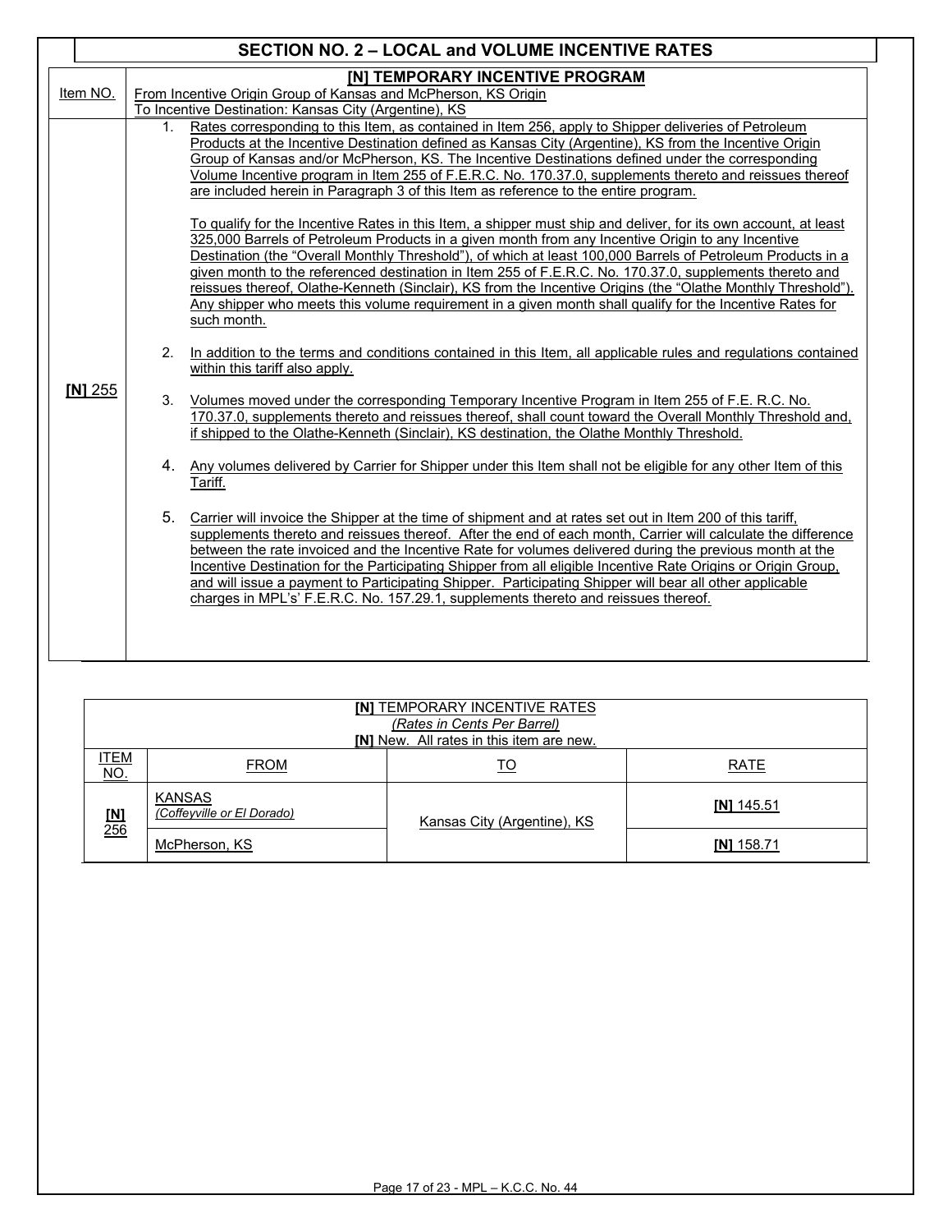## SECTION NO. 2 – LOCAL and VOLUME INCENTIVE RATES

| Item NO. | [N] TEMPORARY INCENTIVE PROGRAM<br>From Incentive Origin Group of Kansas and McPherson, KS Origin<br>To Incentive Destination: Kansas City (Argentine), KS |
|---|---|
| [N] 255 | 1. Rates corresponding to this Item, as contained in Item 256, apply to Shipper deliveries of Petroleum Products at the Incentive Destination defined as Kansas City (Argentine), KS from the Incentive Origin Group of Kansas and/or McPherson, KS. The Incentive Destinations defined under the corresponding Volume Incentive program in Item 255 of F.E.R.C. No. 170.37.0, supplements thereto and reissues thereof are included herein in Paragraph 3 of this Item as reference to the entire program.<br><br>To qualify for the Incentive Rates in this Item, a shipper must ship and deliver, for its own account, at least 325,000 Barrels of Petroleum Products in a given month from any Incentive Origin to any Incentive Destination (the "Overall Monthly Threshold"), of which at least 100,000 Barrels of Petroleum Products in a given month to the referenced destination in Item 255 of F.E.R.C. No. 170.37.0, supplements thereto and reissues thereof, Olathe-Kenneth (Sinclair), KS from the Incentive Origins (the "Olathe Monthly Threshold"). Any shipper who meets this volume requirement in a given month shall qualify for the Incentive Rates for such month.<br><br>2. In addition to the terms and conditions contained in this Item, all applicable rules and regulations contained within this tariff also apply.<br><br>3. Volumes moved under the corresponding Temporary Incentive Program in Item 255 of F.E. R.C. No. 170.37.0, supplements thereto and reissues thereof, shall count toward the Overall Monthly Threshold and, if shipped to the Olathe-Kenneth (Sinclair), KS destination, the Olathe Monthly Threshold.<br><br>4. Any volumes delivered by Carrier for Shipper under this Item shall not be eligible for any other Item of this Tariff.<br><br>5. Carrier will invoice the Shipper at the time of shipment and at rates set out in Item 200 of this tariff, supplements thereto and reissues thereof. After the end of each month, Carrier will calculate the difference between the rate invoiced and the Incentive Rate for volumes delivered during the previous month at the Incentive Destination for the Participating Shipper from all eligible Incentive Rate Origins or Origin Group, and will issue a payment to Participating Shipper. Participating Shipper will bear all other applicable charges in MPL's' F.E.R.C. No. 157.29.1, supplements thereto and reissues thereof. |

**[N]** TEMPORARY INCENTIVE RATES
*(Rates in Cents Per Barrel)*
**[N]** New. All rates in this item are new.

| ITEM NO. | FROM | TO | RATE |
|---|---|---|---|
| [N] 256 | KANSAS *(Coffeyville or El Dorado)* | Kansas City (Argentine), KS | [N] 145.51 |
| | McPherson, KS | | [N] 158.71 |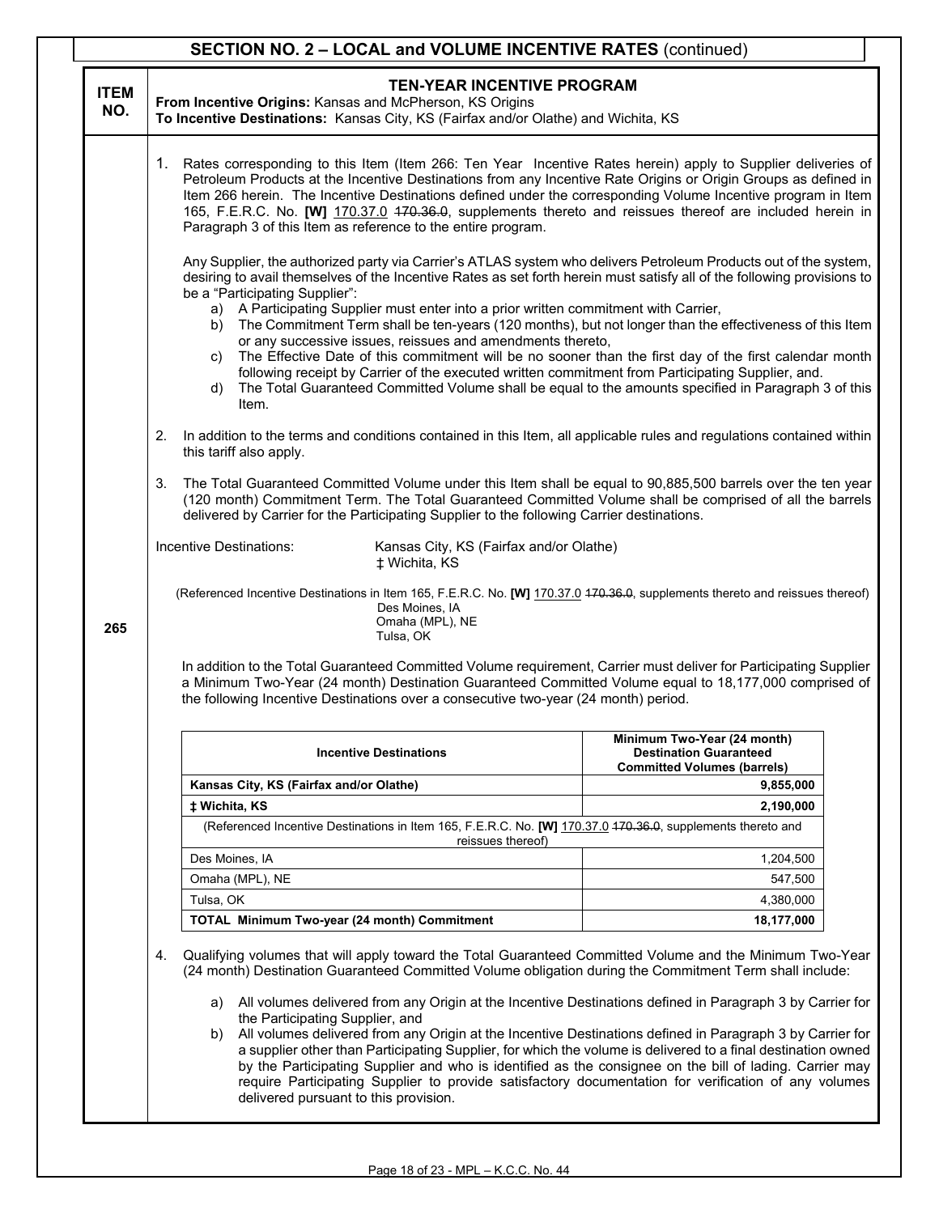## SECTION NO. 2 – LOCAL and VOLUME INCENTIVE RATES (continued)

| ITEM NO. | TEN-YEAR INCENTIVE PROGRAM<br>From Incentive Origins: Kansas and McPherson, KS Origins<br>To Incentive Destinations: Kansas City, KS (Fairfax and/or Olathe) and Wichita, KS |
|---|---|
| 265 | See below |

1. Rates corresponding to this Item (Item 266: Ten Year Incentive Rates herein) apply to Supplier deliveries of Petroleum Products at the Incentive Destinations from any Incentive Rate Origins or Origin Groups as defined in Item 266 herein. The Incentive Destinations defined under the corresponding Volume Incentive program in Item 165, F.E.R.C. No. **[W]** 170.37.0 ~~170.36.0~~, supplements thereto and reissues thereof are included herein in Paragraph 3 of this Item as reference to the entire program.

   Any Supplier, the authorized party via Carrier's ATLAS system who delivers Petroleum Products out of the system, desiring to avail themselves of the Incentive Rates as set forth herein must satisfy all of the following provisions to be a "Participating Supplier":

   a) A Participating Supplier must enter into a prior written commitment with Carrier,
   b) The Commitment Term shall be ten-years (120 months), but not longer than the effectiveness of this Item or any successive issues, reissues and amendments thereto,
   c) The Effective Date of this commitment will be no sooner than the first day of the first calendar month following receipt by Carrier of the executed written commitment from Participating Supplier, and.
   d) The Total Guaranteed Committed Volume shall be equal to the amounts specified in Paragraph 3 of this Item.

2. In addition to the terms and conditions contained in this Item, all applicable rules and regulations contained within this tariff also apply.

3. The Total Guaranteed Committed Volume under this Item shall be equal to 90,885,500 barrels over the ten year (120 month) Commitment Term. The Total Guaranteed Committed Volume shall be comprised of all the barrels delivered by Carrier for the Participating Supplier to the following Carrier destinations.

   Incentive Destinations: Kansas City, KS (Fairfax and/or Olathe)
   ‡ Wichita, KS

   (Referenced Incentive Destinations in Item 165, F.E.R.C. No. **[W]** 170.37.0 ~~170.36.0~~, supplements thereto and reissues thereof)
   Des Moines, IA
   Omaha (MPL), NE
   Tulsa, OK

   In addition to the Total Guaranteed Committed Volume requirement, Carrier must deliver for Participating Supplier a Minimum Two-Year (24 month) Destination Guaranteed Committed Volume equal to 18,177,000 comprised of the following Incentive Destinations over a consecutive two-year (24 month) period.

| Incentive Destinations | Minimum Two-Year (24 month) Destination Guaranteed Committed Volumes (barrels) |
|---|---|
| **Kansas City, KS (Fairfax and/or Olathe)** | **9,855,000** |
| **‡ Wichita, KS** | **2,190,000** |
| (Referenced Incentive Destinations in Item 165, F.E.R.C. No. **[W]** 170.37.0 ~~170.36.0~~, supplements thereto and reissues thereof) | |
| Des Moines, IA | 1,204,500 |
| Omaha (MPL), NE | 547,500 |
| Tulsa, OK | 4,380,000 |
| **TOTAL Minimum Two-year (24 month) Commitment** | **18,177,000** |

4. Qualifying volumes that will apply toward the Total Guaranteed Committed Volume and the Minimum Two-Year (24 month) Destination Guaranteed Committed Volume obligation during the Commitment Term shall include:

   a) All volumes delivered from any Origin at the Incentive Destinations defined in Paragraph 3 by Carrier for the Participating Supplier, and
   b) All volumes delivered from any Origin at the Incentive Destinations defined in Paragraph 3 by Carrier for a supplier other than Participating Supplier, for which the volume is delivered to a final destination owned by the Participating Supplier and who is identified as the consignee on the bill of lading. Carrier may require Participating Supplier to provide satisfactory documentation for verification of any volumes delivered pursuant to this provision.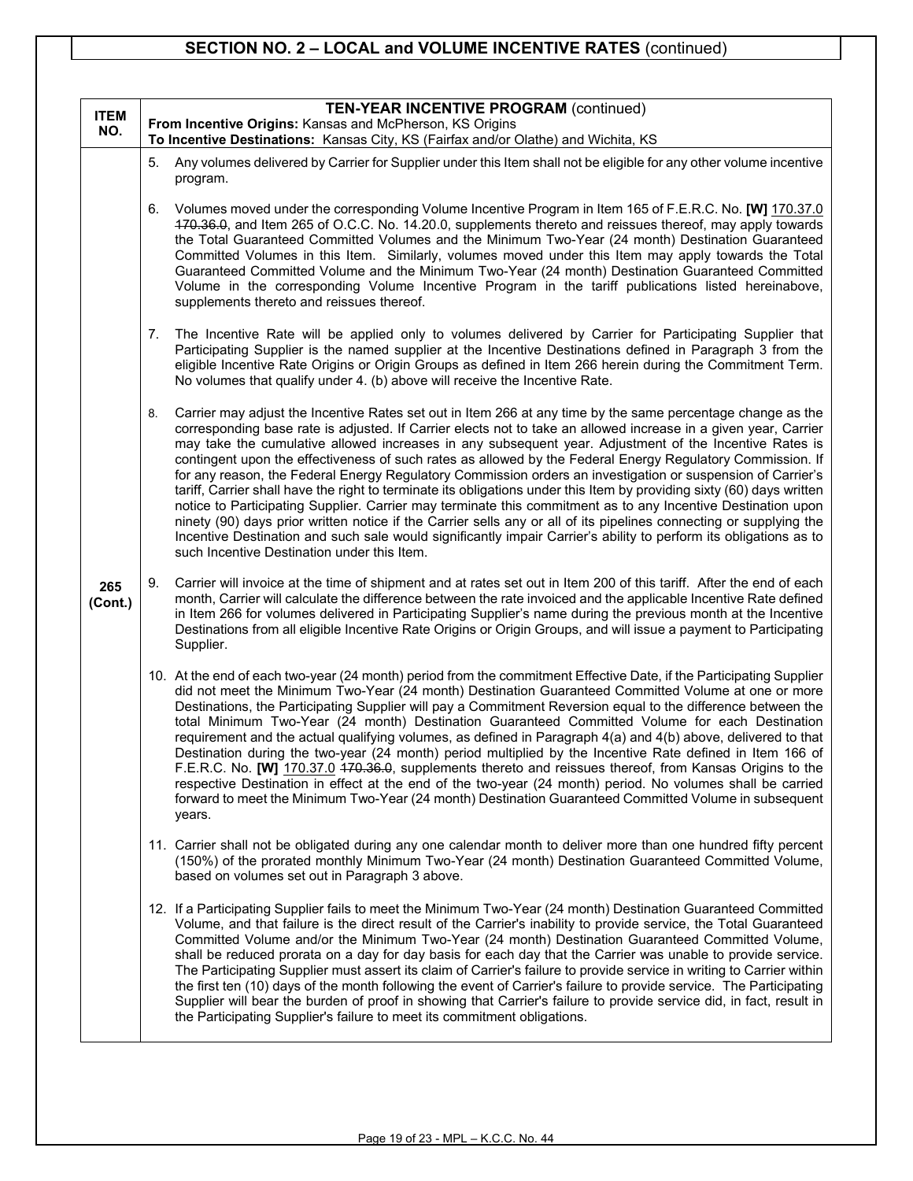## SECTION NO. 2 – LOCAL and VOLUME INCENTIVE RATES (continued)

| ITEM NO. | TEN-YEAR INCENTIVE PROGRAM (continued)<br>**From Incentive Origins:** Kansas and McPherson, KS Origins<br>**To Incentive Destinations:** Kansas City, KS (Fairfax and/or Olathe) and Wichita, KS |
|---|---|
| 265 (Cont.) | 5. Any volumes delivered by Carrier for Supplier under this Item shall not be eligible for any other volume incentive program.<br><br>6. Volumes moved under the corresponding Volume Incentive Program in Item 165 of F.E.R.C. No. **[W]** 170.37.0 ~~170.36.0~~, and Item 265 of O.C.C. No. 14.20.0, supplements thereto and reissues thereof, may apply towards the Total Guaranteed Committed Volumes and the Minimum Two-Year (24 month) Destination Guaranteed Committed Volumes in this Item. Similarly, volumes moved under this Item may apply towards the Total Guaranteed Committed Volume and the Minimum Two-Year (24 month) Destination Guaranteed Committed Volume in the corresponding Volume Incentive Program in the tariff publications listed hereinabove, supplements thereto and reissues thereof.<br><br>7. The Incentive Rate will be applied only to volumes delivered by Carrier for Participating Supplier that Participating Supplier is the named supplier at the Incentive Destinations defined in Paragraph 3 from the eligible Incentive Rate Origins or Origin Groups as defined in Item 266 herein during the Commitment Term. No volumes that qualify under 4. (b) above will receive the Incentive Rate.<br><br>8. Carrier may adjust the Incentive Rates set out in Item 266 at any time by the same percentage change as the corresponding base rate is adjusted. If Carrier elects not to take an allowed increase in a given year, Carrier may take the cumulative allowed increases in any subsequent year. Adjustment of the Incentive Rates is contingent upon the effectiveness of such rates as allowed by the Federal Energy Regulatory Commission. If for any reason, the Federal Energy Regulatory Commission orders an investigation or suspension of Carrier's tariff, Carrier shall have the right to terminate its obligations under this Item by providing sixty (60) days written notice to Participating Supplier. Carrier may terminate this commitment as to any Incentive Destination upon ninety (90) days prior written notice if the Carrier sells any or all of its pipelines connecting or supplying the Incentive Destination and such sale would significantly impair Carrier's ability to perform its obligations as to such Incentive Destination under this Item.<br><br>9. Carrier will invoice at the time of shipment and at rates set out in Item 200 of this tariff. After the end of each month, Carrier will calculate the difference between the rate invoiced and the applicable Incentive Rate defined in Item 266 for volumes delivered in Participating Supplier's name during the previous month at the Incentive Destinations from all eligible Incentive Rate Origins or Origin Groups, and will issue a payment to Participating Supplier.<br><br>10. At the end of each two-year (24 month) period from the commitment Effective Date, if the Participating Supplier did not meet the Minimum Two-Year (24 month) Destination Guaranteed Committed Volume at one or more Destinations, the Participating Supplier will pay a Commitment Reversion equal to the difference between the total Minimum Two-Year (24 month) Destination Guaranteed Committed Volume for each Destination requirement and the actual qualifying volumes, as defined in Paragraph 4(a) and 4(b) above, delivered to that Destination during the two-year (24 month) period multiplied by the Incentive Rate defined in Item 166 of F.E.R.C. No. **[W]** 170.37.0 ~~170.36.0~~, supplements thereto and reissues thereof, from Kansas Origins to the respective Destination in effect at the end of the two-year (24 month) period. No volumes shall be carried forward to meet the Minimum Two-Year (24 month) Destination Guaranteed Committed Volume in subsequent years.<br><br>11. Carrier shall not be obligated during any one calendar month to deliver more than one hundred fifty percent (150%) of the prorated monthly Minimum Two-Year (24 month) Destination Guaranteed Committed Volume, based on volumes set out in Paragraph 3 above.<br><br>12. If a Participating Supplier fails to meet the Minimum Two-Year (24 month) Destination Guaranteed Committed Volume, and that failure is the direct result of the Carrier's inability to provide service, the Total Guaranteed Committed Volume and/or the Minimum Two-Year (24 month) Destination Guaranteed Committed Volume, shall be reduced prorata on a day for day basis for each day that the Carrier was unable to provide service. The Participating Supplier must assert its claim of Carrier's failure to provide service in writing to Carrier within the first ten (10) days of the month following the event of Carrier's failure to provide service. The Participating Supplier will bear the burden of proof in showing that Carrier's failure to provide service did, in fact, result in the Participating Supplier's failure to meet its commitment obligations. |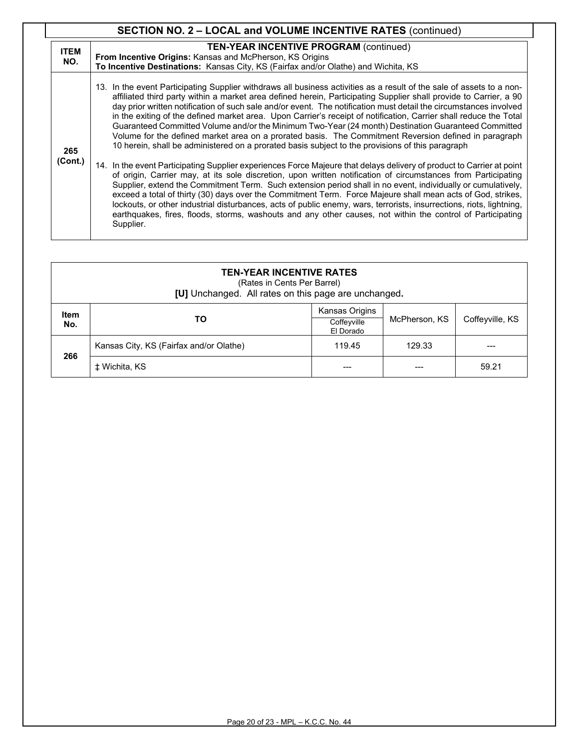## SECTION NO. 2 – LOCAL and VOLUME INCENTIVE RATES (continued)

| ITEM NO. | TEN-YEAR INCENTIVE PROGRAM (continued)<br>**From Incentive Origins:** Kansas and McPherson, KS Origins<br>**To Incentive Destinations:** Kansas City, KS (Fairfax and/or Olathe) and Wichita, KS |
|---|---|
| **265 (Cont.)** | 13. In the event Participating Supplier withdraws all business activities as a result of the sale of assets to a non-affiliated third party within a market area defined herein, Participating Supplier shall provide to Carrier, a 90 day prior written notification of such sale and/or event. The notification must detail the circumstances involved in the exiting of the defined market area. Upon Carrier's receipt of notification, Carrier shall reduce the Total Guaranteed Committed Volume and/or the Minimum Two-Year (24 month) Destination Guaranteed Committed Volume for the defined market area on a prorated basis. The Commitment Reversion defined in paragraph 10 herein, shall be administered on a prorated basis subject to the provisions of this paragraph<br><br>14. In the event Participating Supplier experiences Force Majeure that delays delivery of product to Carrier at point of origin, Carrier may, at its sole discretion, upon written notification of circumstances from Participating Supplier, extend the Commitment Term. Such extension period shall in no event, individually or cumulatively, exceed a total of thirty (30) days over the Commitment Term. Force Majeure shall mean acts of God, strikes, lockouts, or other industrial disturbances, acts of public enemy, wars, terrorists, insurrections, riots, lightning, earthquakes, fires, floods, storms, washouts and any other causes, not within the control of Participating Supplier. |

### TEN-YEAR INCENTIVE RATES

(Rates in Cents Per Barrel)

**[U]** Unchanged. All rates on this page are unchanged**.**

| Item No. | TO | Kansas Origins<br>Coffeyville<br>El Dorado | McPherson, KS | Coffeyville, KS |
|---|---|---|---|---|
| 266 | Kansas City, KS (Fairfax and/or Olathe) | 119.45 | 129.33 | --- |
| | ‡ Wichita, KS | --- | --- | 59.21 |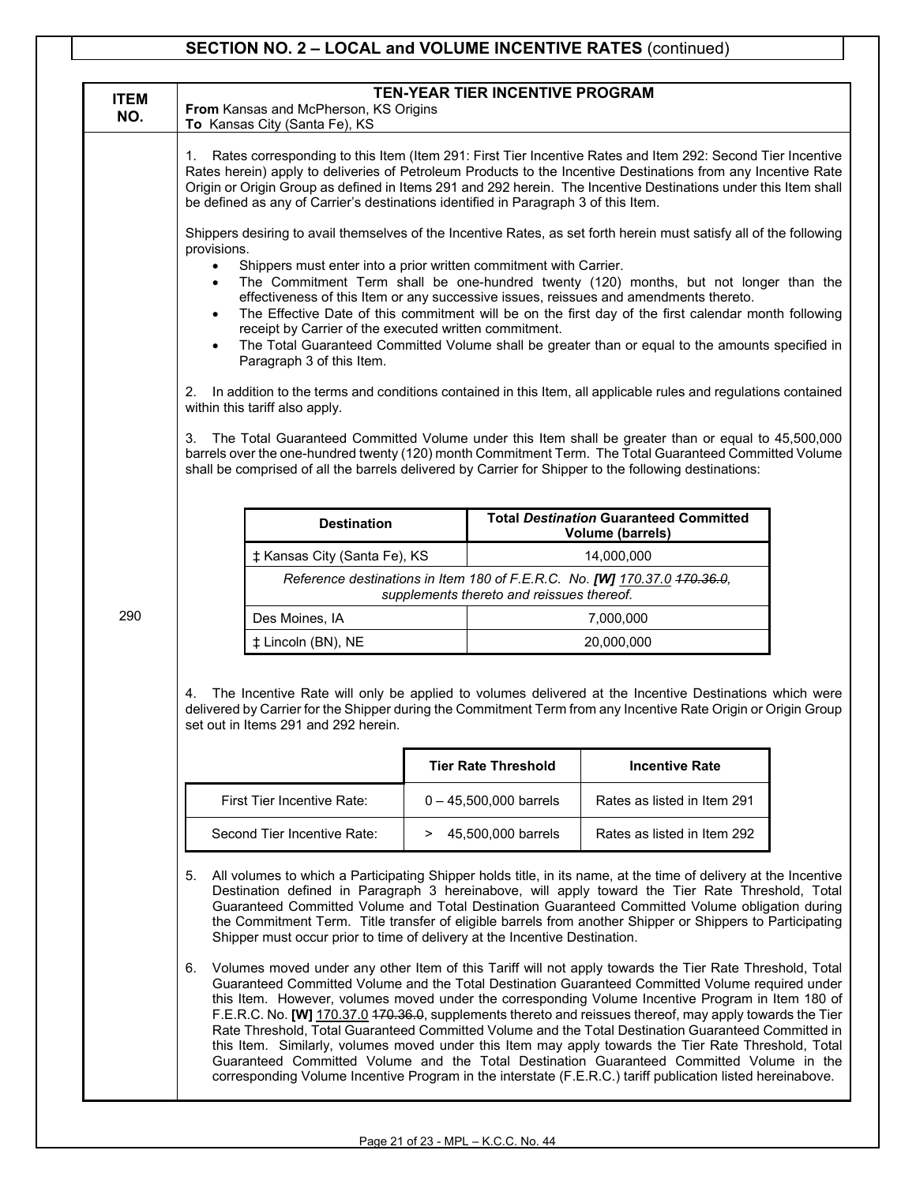## SECTION NO. 2 – LOCAL and VOLUME INCENTIVE RATES (continued)

| ITEM NO. | TEN-YEAR TIER INCENTIVE PROGRAM<br>**From** Kansas and McPherson, KS Origins<br>**To** Kansas City (Santa Fe), KS |
|---|---|
| 290 | See below |

**ITEM 290**

1. Rates corresponding to this Item (Item 291: First Tier Incentive Rates and Item 292: Second Tier Incentive Rates herein) apply to deliveries of Petroleum Products to the Incentive Destinations from any Incentive Rate Origin or Origin Group as defined in Items 291 and 292 herein. The Incentive Destinations under this Item shall be defined as any of Carrier's destinations identified in Paragraph 3 of this Item.

Shippers desiring to avail themselves of the Incentive Rates, as set forth herein must satisfy all of the following provisions.

- Shippers must enter into a prior written commitment with Carrier.
- The Commitment Term shall be one-hundred twenty (120) months, but not longer than the effectiveness of this Item or any successive issues, reissues and amendments thereto.
- The Effective Date of this commitment will be on the first day of the first calendar month following receipt by Carrier of the executed written commitment.
- The Total Guaranteed Committed Volume shall be greater than or equal to the amounts specified in Paragraph 3 of this Item.

2. In addition to the terms and conditions contained in this Item, all applicable rules and regulations contained within this tariff also apply.

3. The Total Guaranteed Committed Volume under this Item shall be greater than or equal to 45,500,000 barrels over the one-hundred twenty (120) month Commitment Term. The Total Guaranteed Committed Volume shall be comprised of all the barrels delivered by Carrier for Shipper to the following destinations:

| Destination | Total *Destination* Guaranteed Committed Volume (barrels) |
|---|---|
| ‡ Kansas City (Santa Fe), KS | 14,000,000 |
| *Reference destinations in Item 180 of F.E.R.C. No. **[W]** 170.37.0 ~~170.36.0~~, supplements thereto and reissues thereof.* | |
| Des Moines, IA | 7,000,000 |
| ‡ Lincoln (BN), NE | 20,000,000 |

4. The Incentive Rate will only be applied to volumes delivered at the Incentive Destinations which were delivered by Carrier for the Shipper during the Commitment Term from any Incentive Rate Origin or Origin Group set out in Items 291 and 292 herein.

| | Tier Rate Threshold | Incentive Rate |
|---|---|---|
| First Tier Incentive Rate: | 0 – 45,500,000 barrels | Rates as listed in Item 291 |
| Second Tier Incentive Rate: | > 45,500,000 barrels | Rates as listed in Item 292 |

5. All volumes to which a Participating Shipper holds title, in its name, at the time of delivery at the Incentive Destination defined in Paragraph 3 hereinabove, will apply toward the Tier Rate Threshold, Total Guaranteed Committed Volume and Total Destination Guaranteed Committed Volume obligation during the Commitment Term. Title transfer of eligible barrels from another Shipper or Shippers to Participating Shipper must occur prior to time of delivery at the Incentive Destination.

6. Volumes moved under any other Item of this Tariff will not apply towards the Tier Rate Threshold, Total Guaranteed Committed Volume and the Total Destination Guaranteed Committed Volume required under this Item. However, volumes moved under the corresponding Volume Incentive Program in Item 180 of F.E.R.C. No. **[W]** 170.37.0 ~~170.36.0~~, supplements thereto and reissues thereof, may apply towards the Tier Rate Threshold, Total Guaranteed Committed Volume and the Total Destination Guaranteed Committed in this Item. Similarly, volumes moved under this Item may apply towards the Tier Rate Threshold, Total Guaranteed Committed Volume and the Total Destination Guaranteed Committed Volume in the corresponding Volume Incentive Program in the interstate (F.E.R.C.) tariff publication listed hereinabove.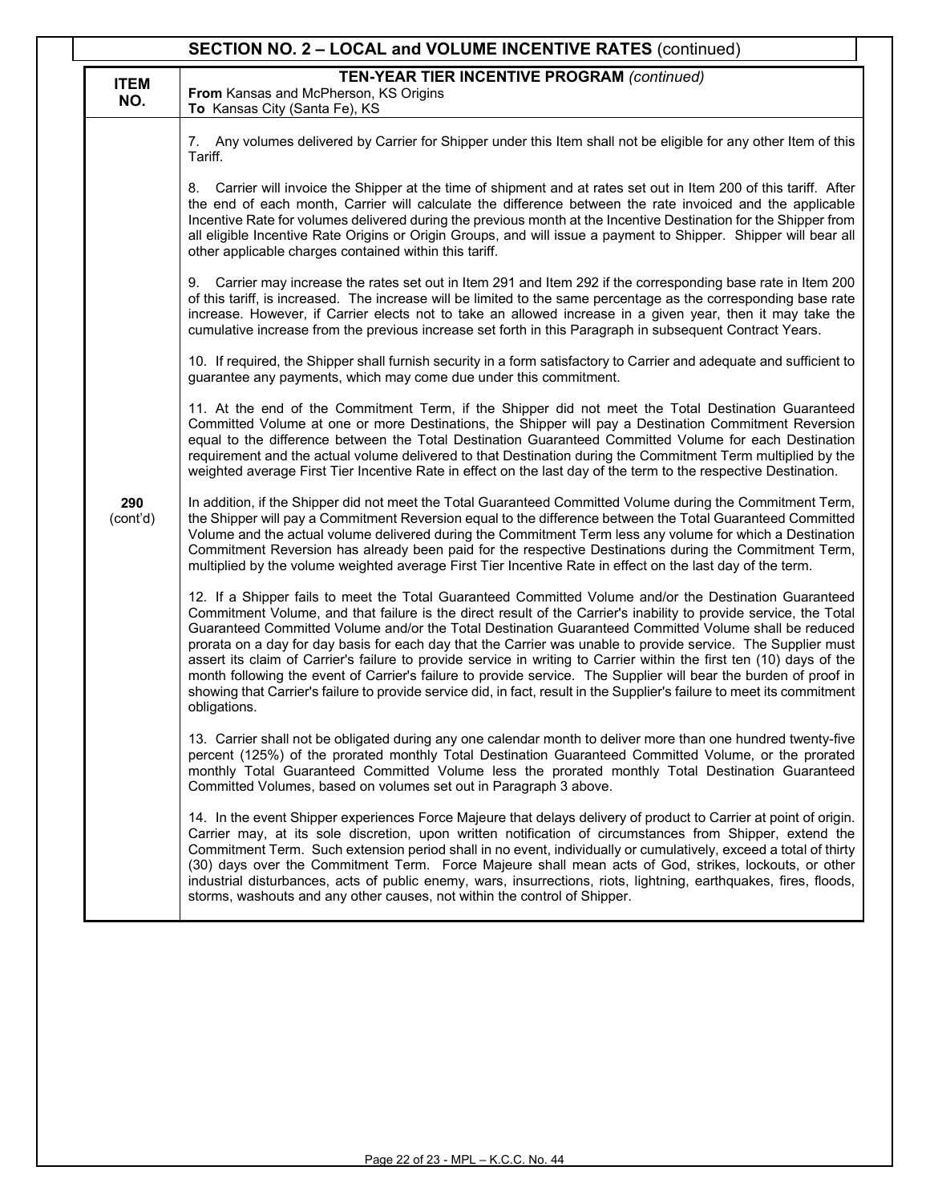## SECTION NO. 2 – LOCAL and VOLUME INCENTIVE RATES (continued)

| ITEM NO. | TEN-YEAR TIER INCENTIVE PROGRAM *(continued)*<br>**From** Kansas and McPherson, KS Origins<br>**To** Kansas City (Santa Fe), KS |
|---|---|
| 290 (cont'd) | 7. Any volumes delivered by Carrier for Shipper under this Item shall not be eligible for any other Item of this Tariff.<br><br>8. Carrier will invoice the Shipper at the time of shipment and at rates set out in Item 200 of this tariff. After the end of each month, Carrier will calculate the difference between the rate invoiced and the applicable Incentive Rate for volumes delivered during the previous month at the Incentive Destination for the Shipper from all eligible Incentive Rate Origins or Origin Groups, and will issue a payment to Shipper. Shipper will bear all other applicable charges contained within this tariff.<br><br>9. Carrier may increase the rates set out in Item 291 and Item 292 if the corresponding base rate in Item 200 of this tariff, is increased. The increase will be limited to the same percentage as the corresponding base rate increase. However, if Carrier elects not to take an allowed increase in a given year, then it may take the cumulative increase from the previous increase set forth in this Paragraph in subsequent Contract Years.<br><br>10. If required, the Shipper shall furnish security in a form satisfactory to Carrier and adequate and sufficient to guarantee any payments, which may come due under this commitment.<br><br>11. At the end of the Commitment Term, if the Shipper did not meet the Total Destination Guaranteed Committed Volume at one or more Destinations, the Shipper will pay a Destination Commitment Reversion equal to the difference between the Total Destination Guaranteed Committed Volume for each Destination requirement and the actual volume delivered to that Destination during the Commitment Term multiplied by the weighted average First Tier Incentive Rate in effect on the last day of the term to the respective Destination.<br><br>In addition, if the Shipper did not meet the Total Guaranteed Committed Volume during the Commitment Term, the Shipper will pay a Commitment Reversion equal to the difference between the Total Guaranteed Committed Volume and the actual volume delivered during the Commitment Term less any volume for which a Destination Commitment Reversion has already been paid for the respective Destinations during the Commitment Term, multiplied by the volume weighted average First Tier Incentive Rate in effect on the last day of the term.<br><br>12. If a Shipper fails to meet the Total Guaranteed Committed Volume and/or the Destination Guaranteed Commitment Volume, and that failure is the direct result of the Carrier's inability to provide service, the Total Guaranteed Committed Volume and/or the Total Destination Guaranteed Committed Volume shall be reduced prorata on a day for day basis for each day that the Carrier was unable to provide service. The Supplier must assert its claim of Carrier's failure to provide service in writing to Carrier within the first ten (10) days of the month following the event of Carrier's failure to provide service. The Supplier will bear the burden of proof in showing that Carrier's failure to provide service did, in fact, result in the Supplier's failure to meet its commitment obligations.<br><br>13. Carrier shall not be obligated during any one calendar month to deliver more than one hundred twenty-five percent (125%) of the prorated monthly Total Destination Guaranteed Committed Volume, or the prorated monthly Total Guaranteed Committed Volume less the prorated monthly Total Destination Guaranteed Committed Volumes, based on volumes set out in Paragraph 3 above.<br><br>14. In the event Shipper experiences Force Majeure that delays delivery of product to Carrier at point of origin. Carrier may, at its sole discretion, upon written notification of circumstances from Shipper, extend the Commitment Term. Such extension period shall in no event, individually or cumulatively, exceed a total of thirty (30) days over the Commitment Term. Force Majeure shall mean acts of God, strikes, lockouts, or other industrial disturbances, acts of public enemy, wars, insurrections, riots, lightning, earthquakes, fires, floods, storms, washouts and any other causes, not within the control of Shipper. |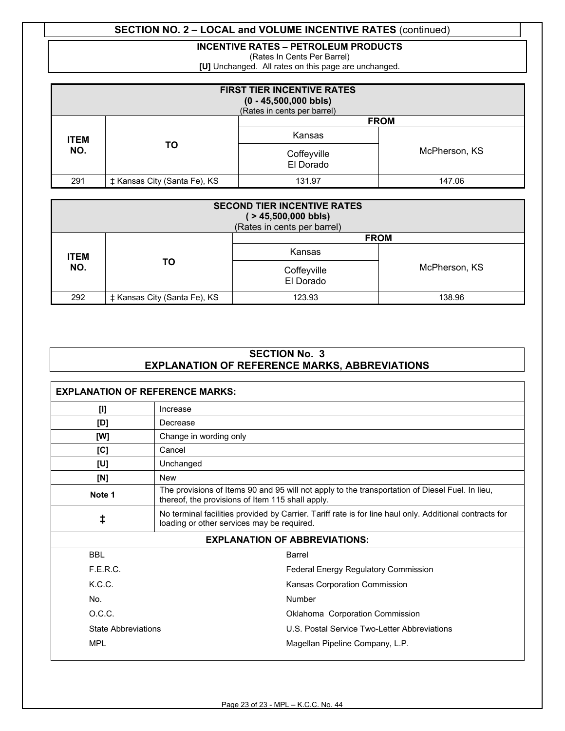## SECTION NO. 2 – LOCAL and VOLUME INCENTIVE RATES (continued)

**INCENTIVE RATES – PETROLEUM PRODUCTS**
(Rates In Cents Per Barrel)
**[U]** Unchanged. All rates on this page are unchanged.

**FIRST TIER INCENTIVE RATES**
**(0 - 45,500,000 bbls)**
(Rates in cents per barrel)

| ITEM NO. | TO | FROM | |
|---|---|---|---|
| | | Kansas | McPherson, KS |
| | | Coffeyville El Dorado | |
| 291 | ‡ Kansas City (Santa Fe), KS | 131.97 | 147.06 |

**SECOND TIER INCENTIVE RATES**
**( > 45,500,000 bbls)**
(Rates in cents per barrel)

| ITEM NO. | TO | FROM | |
|---|---|---|---|
| | | Kansas | McPherson, KS |
| | | Coffeyville El Dorado | |
| 292 | ‡ Kansas City (Santa Fe), KS | 123.93 | 138.96 |

## SECTION No. 3
## EXPLANATION OF REFERENCE MARKS, ABBREVIATIONS

**EXPLANATION OF REFERENCE MARKS:**

| | |
|---|---|
| **[I]** | Increase |
| **[D]** | Decrease |
| **[W]** | Change in wording only |
| **[C]** | Cancel |
| **[U]** | Unchanged |
| **[N]** | New |
| **Note 1** | The provisions of Items 90 and 95 will not apply to the transportation of Diesel Fuel. In lieu, thereof, the provisions of Item 115 shall apply. |
| **‡** | No terminal facilities provided by Carrier. Tariff rate is for line haul only. Additional contracts for loading or other services may be required. |

**EXPLANATION OF ABBREVIATIONS:**

| | |
|---|---|
| BBL | Barrel |
| F.E.R.C. | Federal Energy Regulatory Commission |
| K.C.C. | Kansas Corporation Commission |
| No. | Number |
| O.C.C. | Oklahoma Corporation Commission |
| State Abbreviations | U.S. Postal Service Two-Letter Abbreviations |
| MPL | Magellan Pipeline Company, L.P. |